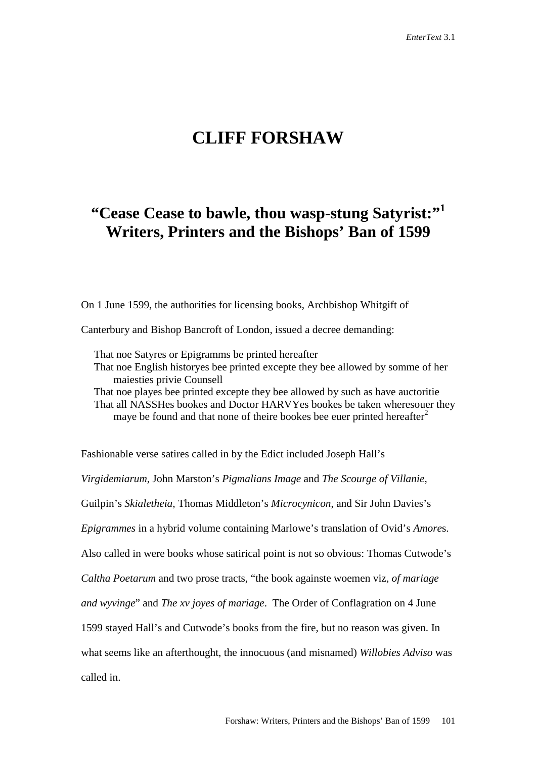# CLIFF FORSHAW

## "Cease Cease to bawle, thou wasp-stung Satyrist:"[1] Writers, Printers and the Bishops' Ban of 1599

On 1 June 1599, the authorities for licensing books, Archbishop Whitgift of Canterbury and Bishop Bancroft of London, issued a decree demanding:

> That noe Satyres or Epigramms be printed hereafter
> That noe English historyes bee printed excepte they bee allowed by somme of her maiesties privie Counsell
> That noe playes bee printed excepte they bee allowed by such as have auctoritie
> That all NASSHes bookes and Doctor HARVYes bookes be taken wheresouer they maye be found and that none of theire bookes bee euer printed hereafter[2]

Fashionable verse satires called in by the Edict included Joseph Hall's *Virgidemiarum*, John Marston's *Pigmalians Image* and *The Scourge of Villanie*, Guilpin's *Skialetheia*, Thomas Middleton's *Microcynicon*, and Sir John Davies's *Epigrammes* in a hybrid volume containing Marlowe's translation of Ovid's *Amore*s. Also called in were books whose satirical point is not so obvious: Thomas Cutwode's *Caltha Poetarum* and two prose tracts, "the book againste woemen viz, *of mariage and wyvinge*" and *The xv joyes of mariage*. The Order of Conflagration on 4 June 1599 stayed Hall's and Cutwode's books from the fire, but no reason was given. In what seems like an afterthought, the innocuous (and misnamed) *Willobies Adviso* was called in.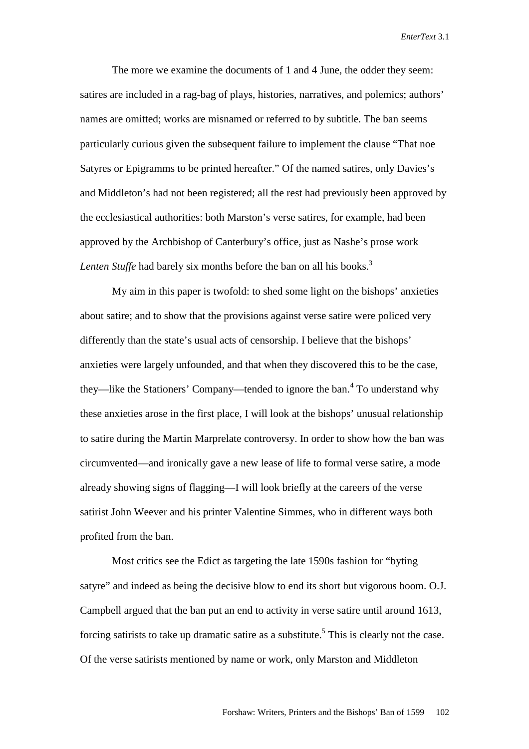The more we examine the documents of 1 and 4 June, the odder they seem: satires are included in a rag-bag of plays, histories, narratives, and polemics; authors' names are omitted; works are misnamed or referred to by subtitle. The ban seems particularly curious given the subsequent failure to implement the clause "That noe Satyres or Epigramms to be printed hereafter." Of the named satires, only Davies's and Middleton's had not been registered; all the rest had previously been approved by the ecclesiastical authorities: both Marston's verse satires, for example, had been approved by the Archbishop of Canterbury's office, just as Nashe's prose work *Lenten Stuffe* had barely six months before the ban on all his books.[3]

My aim in this paper is twofold: to shed some light on the bishops' anxieties about satire; and to show that the provisions against verse satire were policed very differently than the state's usual acts of censorship. I believe that the bishops' anxieties were largely unfounded, and that when they discovered this to be the case, they—like the Stationers' Company—tended to ignore the ban.[4] To understand why these anxieties arose in the first place, I will look at the bishops' unusual relationship to satire during the Martin Marprelate controversy. In order to show how the ban was circumvented—and ironically gave a new lease of life to formal verse satire, a mode already showing signs of flagging—I will look briefly at the careers of the verse satirist John Weever and his printer Valentine Simmes, who in different ways both profited from the ban.

Most critics see the Edict as targeting the late 1590s fashion for "byting satyre" and indeed as being the decisive blow to end its short but vigorous boom. O.J. Campbell argued that the ban put an end to activity in verse satire until around 1613, forcing satirists to take up dramatic satire as a substitute.[5] This is clearly not the case. Of the verse satirists mentioned by name or work, only Marston and Middleton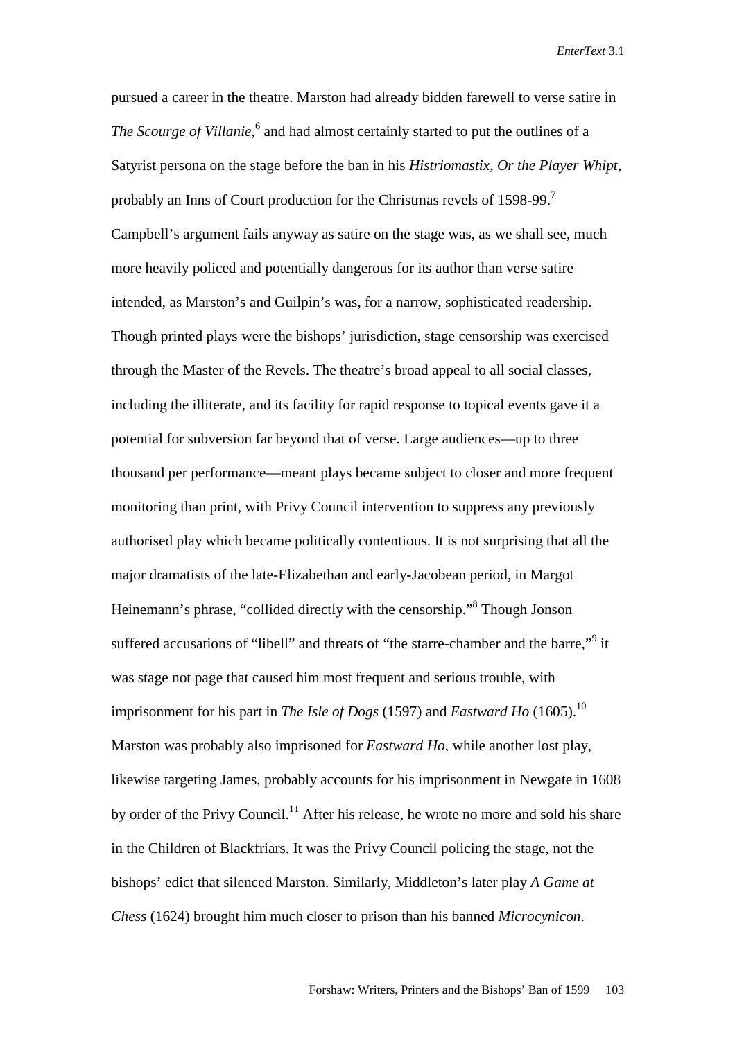pursued a career in the theatre. Marston had already bidden farewell to verse satire in *The Scourge of Villanie*,[6] and had almost certainly started to put the outlines of a Satyrist persona on the stage before the ban in his *Histriomastix, Or the Player Whipt*, probably an Inns of Court production for the Christmas revels of 1598-99.[7] Campbell's argument fails anyway as satire on the stage was, as we shall see, much more heavily policed and potentially dangerous for its author than verse satire intended, as Marston's and Guilpin's was, for a narrow, sophisticated readership. Though printed plays were the bishops' jurisdiction, stage censorship was exercised through the Master of the Revels. The theatre's broad appeal to all social classes, including the illiterate, and its facility for rapid response to topical events gave it a potential for subversion far beyond that of verse. Large audiences—up to three thousand per performance—meant plays became subject to closer and more frequent monitoring than print, with Privy Council intervention to suppress any previously authorised play which became politically contentious. It is not surprising that all the major dramatists of the late-Elizabethan and early-Jacobean period, in Margot Heinemann's phrase, "collided directly with the censorship."[8] Though Jonson suffered accusations of "libell" and threats of "the starre-chamber and the barre,"[9] it was stage not page that caused him most frequent and serious trouble, with imprisonment for his part in *The Isle of Dogs* (1597) and *Eastward Ho* (1605).[10] Marston was probably also imprisoned for *Eastward Ho*, while another lost play, likewise targeting James, probably accounts for his imprisonment in Newgate in 1608 by order of the Privy Council.[11] After his release, he wrote no more and sold his share in the Children of Blackfriars. It was the Privy Council policing the stage, not the bishops' edict that silenced Marston. Similarly, Middleton's later play *A Game at Chess* (1624) brought him much closer to prison than his banned *Microcynicon*.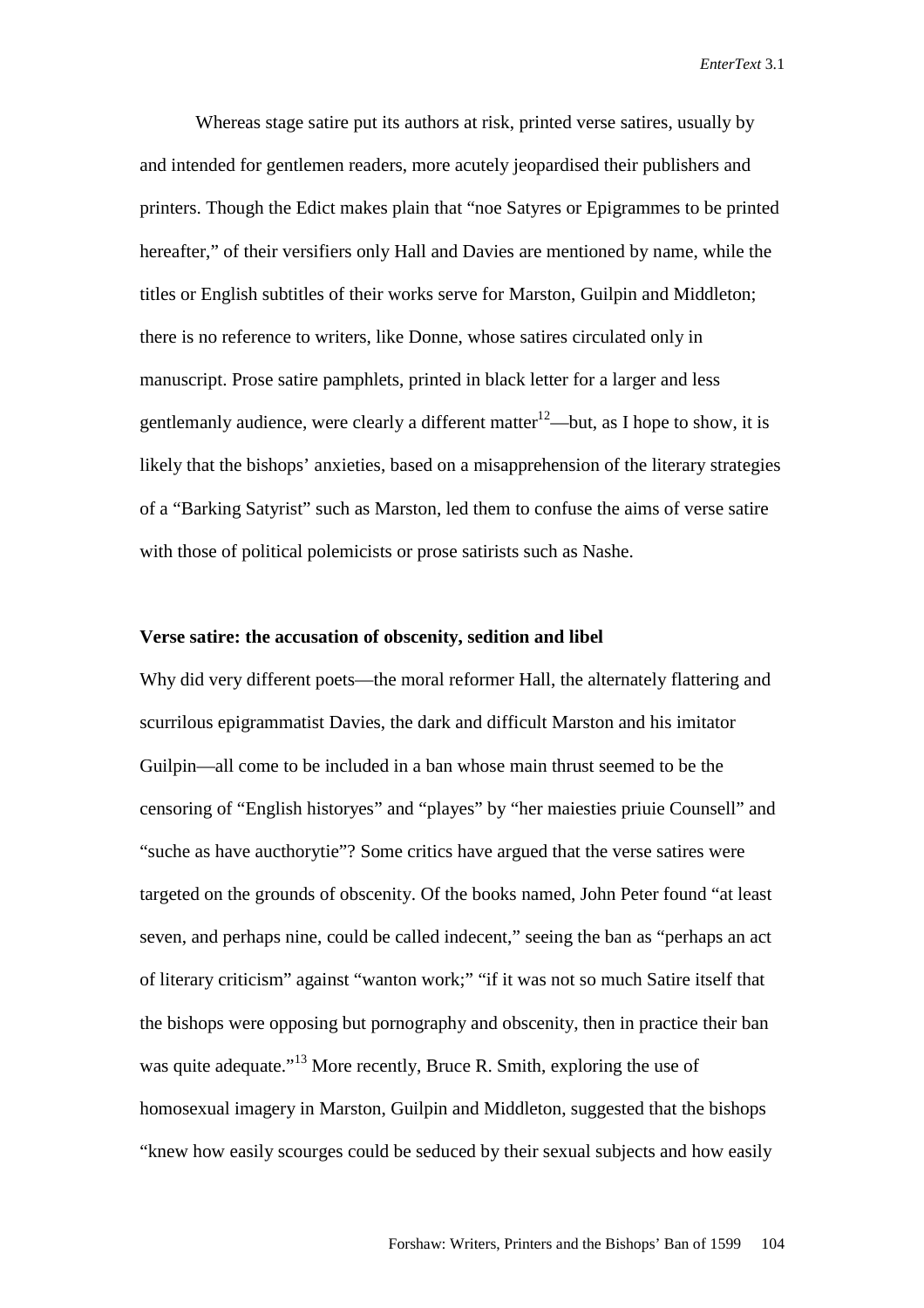Whereas stage satire put its authors at risk, printed verse satires, usually by and intended for gentlemen readers, more acutely jeopardised their publishers and printers. Though the Edict makes plain that "noe Satyres or Epigrammes to be printed hereafter," of their versifiers only Hall and Davies are mentioned by name, while the titles or English subtitles of their works serve for Marston, Guilpin and Middleton; there is no reference to writers, like Donne, whose satires circulated only in manuscript. Prose satire pamphlets, printed in black letter for a larger and less gentlemanly audience, were clearly a different matter[12]—but, as I hope to show, it is likely that the bishops' anxieties, based on a misapprehension of the literary strategies of a "Barking Satyrist" such as Marston, led them to confuse the aims of verse satire with those of political polemicists or prose satirists such as Nashe.

**Verse satire: the accusation of obscenity, sedition and libel**

Why did very different poets—the moral reformer Hall, the alternately flattering and scurrilous epigrammatist Davies, the dark and difficult Marston and his imitator Guilpin—all come to be included in a ban whose main thrust seemed to be the censoring of "English historyes" and "playes" by "her maiesties priuie Counsell" and "suche as have aucthorytie"? Some critics have argued that the verse satires were targeted on the grounds of obscenity. Of the books named, John Peter found "at least seven, and perhaps nine, could be called indecent," seeing the ban as "perhaps an act of literary criticism" against "wanton work;" "if it was not so much Satire itself that the bishops were opposing but pornography and obscenity, then in practice their ban was quite adequate."[13] More recently, Bruce R. Smith, exploring the use of homosexual imagery in Marston, Guilpin and Middleton, suggested that the bishops "knew how easily scourges could be seduced by their sexual subjects and how easily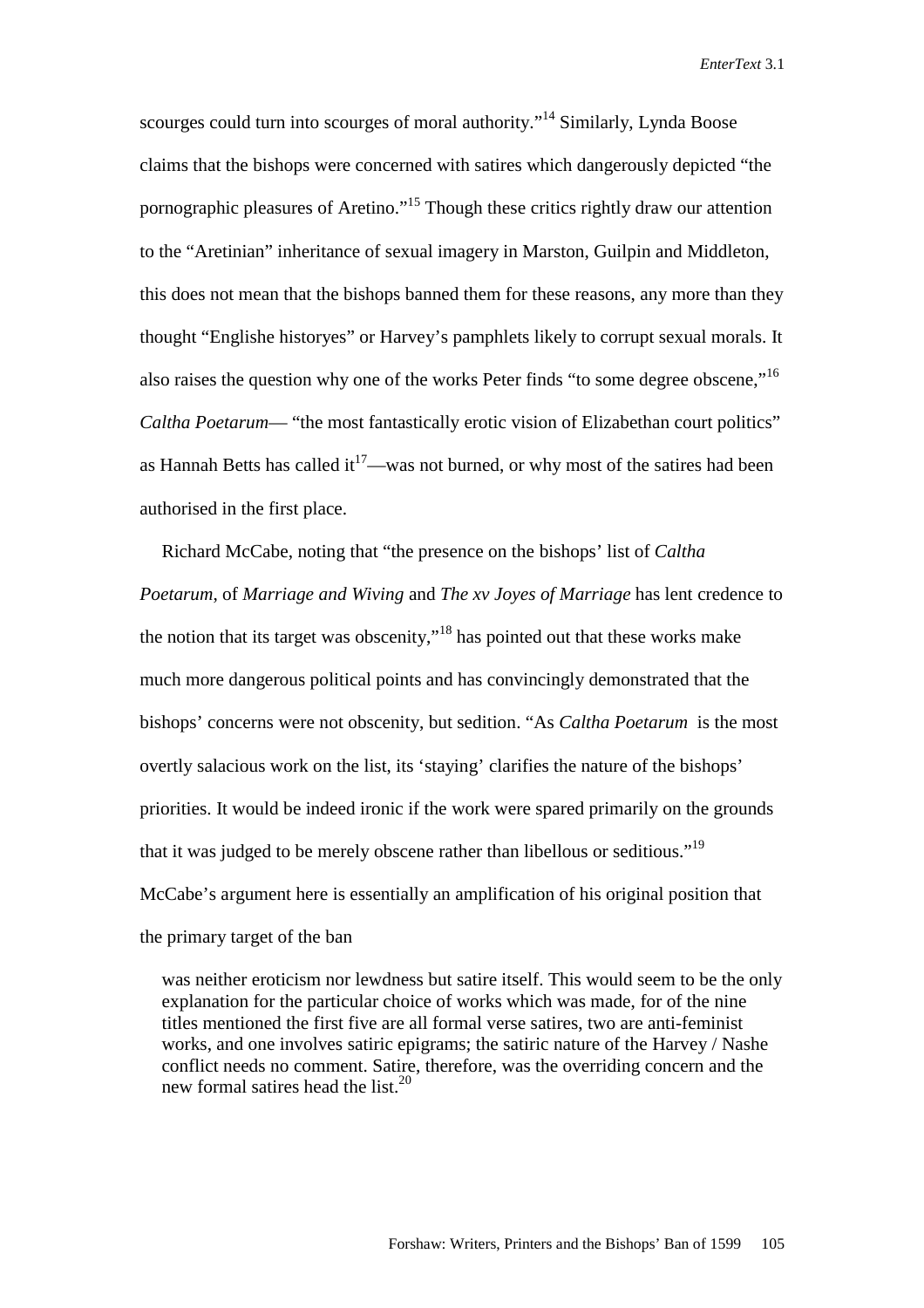scourges could turn into scourges of moral authority."[14] Similarly, Lynda Boose claims that the bishops were concerned with satires which dangerously depicted "the pornographic pleasures of Aretino."[15] Though these critics rightly draw our attention to the "Aretinian" inheritance of sexual imagery in Marston, Guilpin and Middleton, this does not mean that the bishops banned them for these reasons, any more than they thought "Englishe historyes" or Harvey's pamphlets likely to corrupt sexual morals. It also raises the question why one of the works Peter finds "to some degree obscene,"[16] *Caltha Poetarum*— "the most fantastically erotic vision of Elizabethan court politics" as Hannah Betts has called it[17]—was not burned, or why most of the satires had been authorised in the first place.

Richard McCabe, noting that "the presence on the bishops' list of *Caltha Poetarum*, of *Marriage and Wiving* and *The xv Joyes of Marriage* has lent credence to the notion that its target was obscenity,"[18] has pointed out that these works make much more dangerous political points and has convincingly demonstrated that the bishops' concerns were not obscenity, but sedition. "As *Caltha Poetarum* is the most overtly salacious work on the list, its 'staying' clarifies the nature of the bishops' priorities. It would be indeed ironic if the work were spared primarily on the grounds that it was judged to be merely obscene rather than libellous or seditious."[19] McCabe's argument here is essentially an amplification of his original position that the primary target of the ban

> was neither eroticism nor lewdness but satire itself. This would seem to be the only explanation for the particular choice of works which was made, for of the nine titles mentioned the first five are all formal verse satires, two are anti-feminist works, and one involves satiric epigrams; the satiric nature of the Harvey / Nashe conflict needs no comment. Satire, therefore, was the overriding concern and the new formal satires head the list.[20]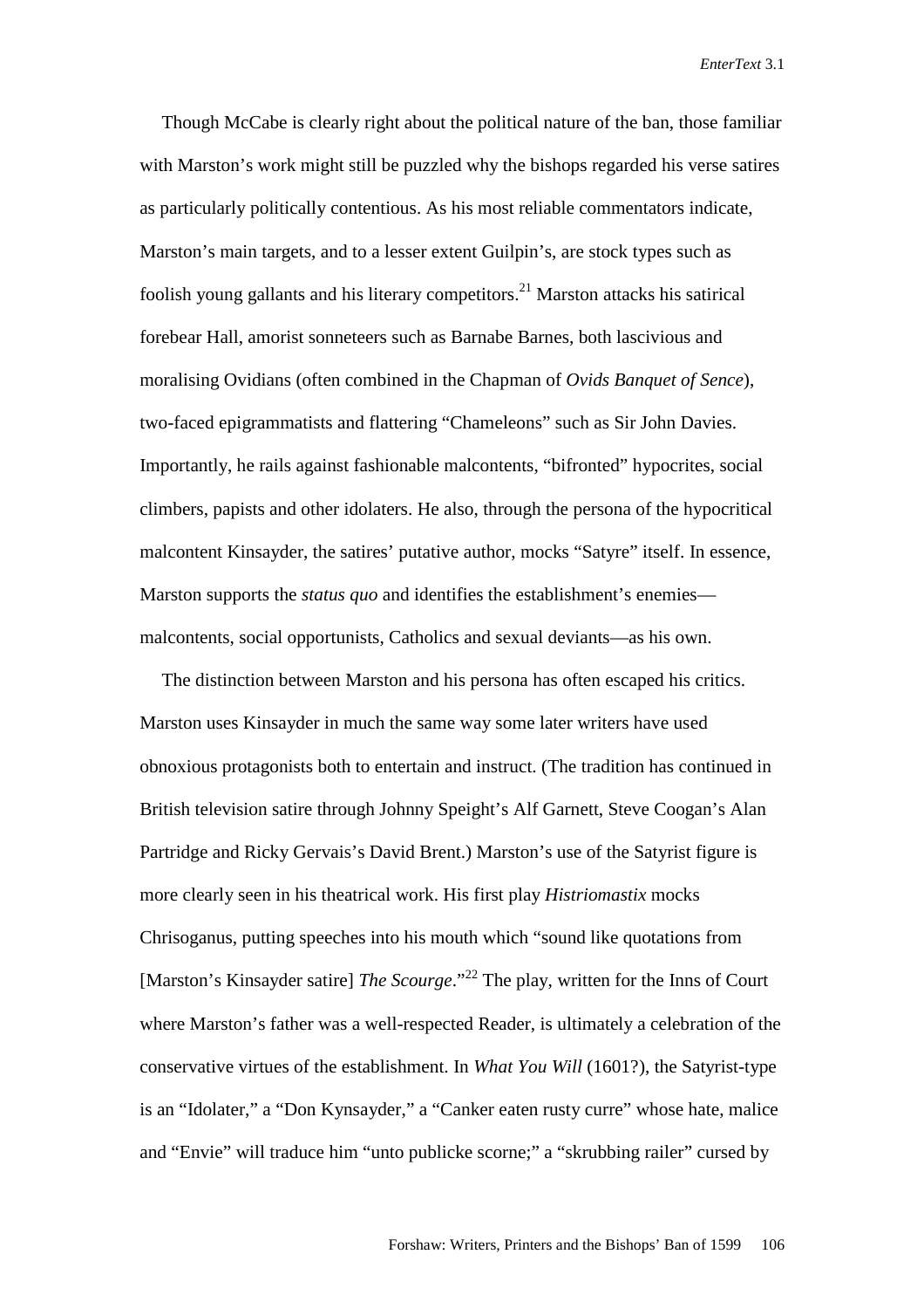Though McCabe is clearly right about the political nature of the ban, those familiar with Marston's work might still be puzzled why the bishops regarded his verse satires as particularly politically contentious. As his most reliable commentators indicate, Marston's main targets, and to a lesser extent Guilpin's, are stock types such as foolish young gallants and his literary competitors.[21] Marston attacks his satirical forebear Hall, amorist sonneteers such as Barnabe Barnes, both lascivious and moralising Ovidians (often combined in the Chapman of *Ovids Banquet of Sence*), two-faced epigrammatists and flattering "Chameleons" such as Sir John Davies. Importantly, he rails against fashionable malcontents, "bifronted" hypocrites, social climbers, papists and other idolaters. He also, through the persona of the hypocritical malcontent Kinsayder, the satires' putative author, mocks "Satyre" itself. In essence, Marston supports the *status quo* and identifies the establishment's enemies—malcontents, social opportunists, Catholics and sexual deviants—as his own.

The distinction between Marston and his persona has often escaped his critics. Marston uses Kinsayder in much the same way some later writers have used obnoxious protagonists both to entertain and instruct. (The tradition has continued in British television satire through Johnny Speight's Alf Garnett, Steve Coogan's Alan Partridge and Ricky Gervais's David Brent.) Marston's use of the Satyrist figure is more clearly seen in his theatrical work. His first play *Histriomastix* mocks Chrisoganus, putting speeches into his mouth which "sound like quotations from [Marston's Kinsayder satire] *The Scourge*."[22] The play, written for the Inns of Court where Marston's father was a well-respected Reader, is ultimately a celebration of the conservative virtues of the establishment. In *What You Will* (1601?), the Satyrist-type is an "Idolater," a "Don Kynsayder," a "Canker eaten rusty curre" whose hate, malice and "Envie" will traduce him "unto publicke scorne;" a "skrubbing railer" cursed by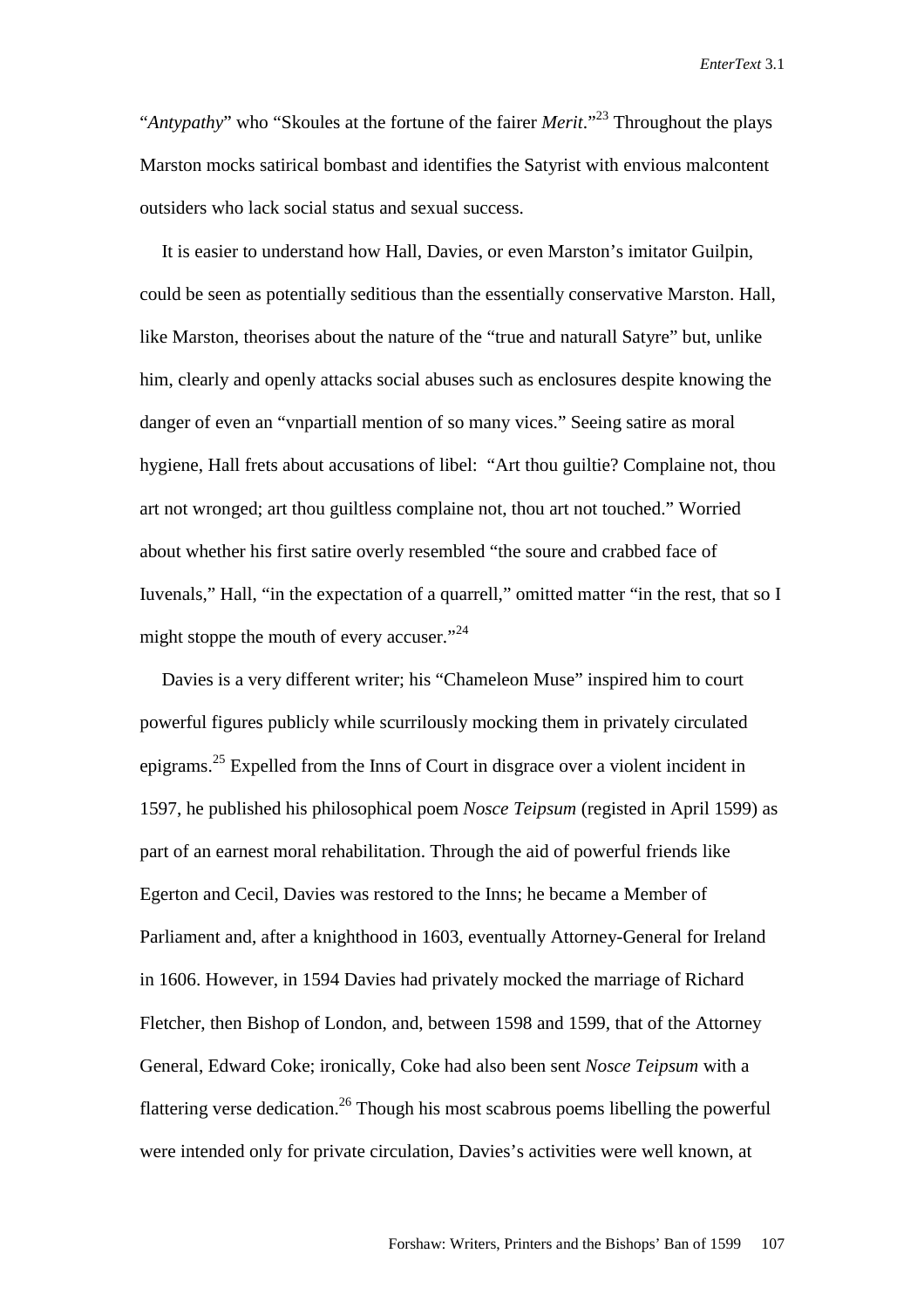"*Antypathy*" who "Skoules at the fortune of the fairer *Merit*."[23] Throughout the plays Marston mocks satirical bombast and identifies the Satyrist with envious malcontent outsiders who lack social status and sexual success.

It is easier to understand how Hall, Davies, or even Marston's imitator Guilpin, could be seen as potentially seditious than the essentially conservative Marston. Hall, like Marston, theorises about the nature of the "true and naturall Satyre" but, unlike him, clearly and openly attacks social abuses such as enclosures despite knowing the danger of even an "vnpartiall mention of so many vices." Seeing satire as moral hygiene, Hall frets about accusations of libel: "Art thou guiltie? Complaine not, thou art not wronged; art thou guiltless complaine not, thou art not touched." Worried about whether his first satire overly resembled "the soure and crabbed face of Iuvenals," Hall, "in the expectation of a quarrell," omitted matter "in the rest, that so I might stoppe the mouth of every accuser."[24]

Davies is a very different writer; his "Chameleon Muse" inspired him to court powerful figures publicly while scurrilously mocking them in privately circulated epigrams.[25] Expelled from the Inns of Court in disgrace over a violent incident in 1597, he published his philosophical poem *Nosce Teipsum* (registed in April 1599) as part of an earnest moral rehabilitation. Through the aid of powerful friends like Egerton and Cecil, Davies was restored to the Inns; he became a Member of Parliament and, after a knighthood in 1603, eventually Attorney-General for Ireland in 1606. However, in 1594 Davies had privately mocked the marriage of Richard Fletcher, then Bishop of London, and, between 1598 and 1599, that of the Attorney General, Edward Coke; ironically, Coke had also been sent *Nosce Teipsum* with a flattering verse dedication.[26] Though his most scabrous poems libelling the powerful were intended only for private circulation, Davies's activities were well known, at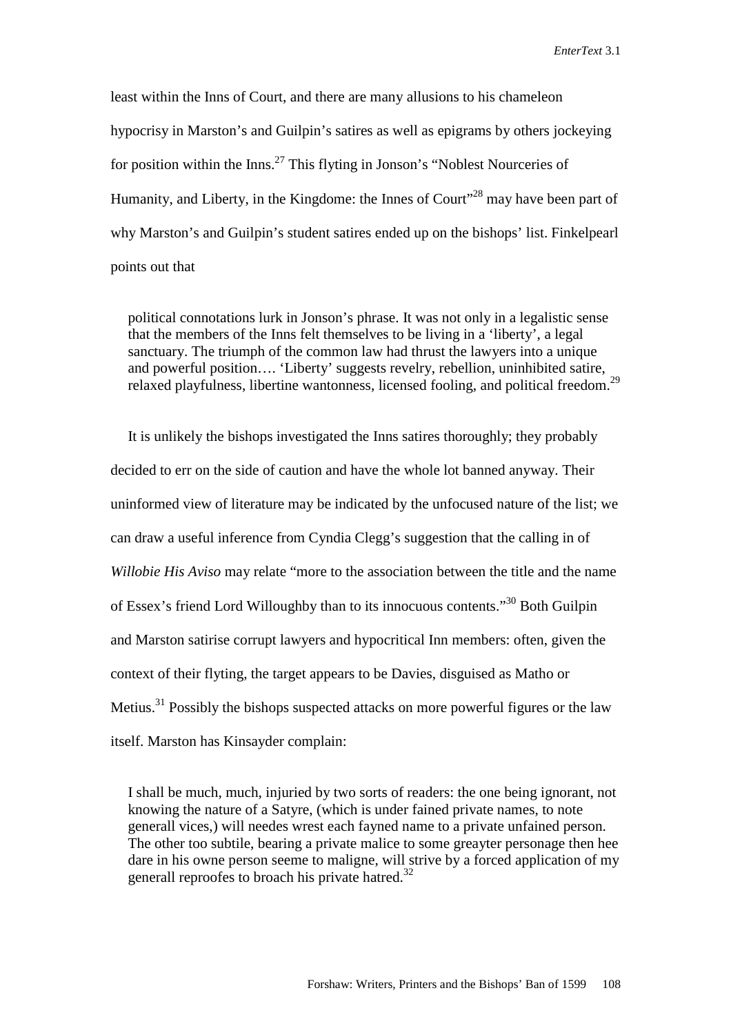least within the Inns of Court, and there are many allusions to his chameleon hypocrisy in Marston's and Guilpin's satires as well as epigrams by others jockeying for position within the Inns.[27] This flyting in Jonson's "Noblest Nourceries of Humanity, and Liberty, in the Kingdome: the Innes of Court"[28] may have been part of why Marston's and Guilpin's student satires ended up on the bishops' list. Finkelpearl points out that

> political connotations lurk in Jonson's phrase. It was not only in a legalistic sense that the members of the Inns felt themselves to be living in a 'liberty', a legal sanctuary. The triumph of the common law had thrust the lawyers into a unique and powerful position…. 'Liberty' suggests revelry, rebellion, uninhibited satire, relaxed playfulness, libertine wantonness, licensed fooling, and political freedom.[29]

It is unlikely the bishops investigated the Inns satires thoroughly; they probably decided to err on the side of caution and have the whole lot banned anyway. Their uninformed view of literature may be indicated by the unfocused nature of the list; we can draw a useful inference from Cyndia Clegg's suggestion that the calling in of *Willobie His Aviso* may relate "more to the association between the title and the name of Essex's friend Lord Willoughby than to its innocuous contents."[30] Both Guilpin and Marston satirise corrupt lawyers and hypocritical Inn members: often, given the context of their flyting, the target appears to be Davies, disguised as Matho or Metius.[31] Possibly the bishops suspected attacks on more powerful figures or the law itself. Marston has Kinsayder complain:

> I shall be much, much, injuried by two sorts of readers: the one being ignorant, not knowing the nature of a Satyre, (which is under fained private names, to note generall vices,) will needes wrest each fayned name to a private unfained person. The other too subtile, bearing a private malice to some greayter personage then hee dare in his owne person seeme to maligne, will strive by a forced application of my generall reproofes to broach his private hatred.[32]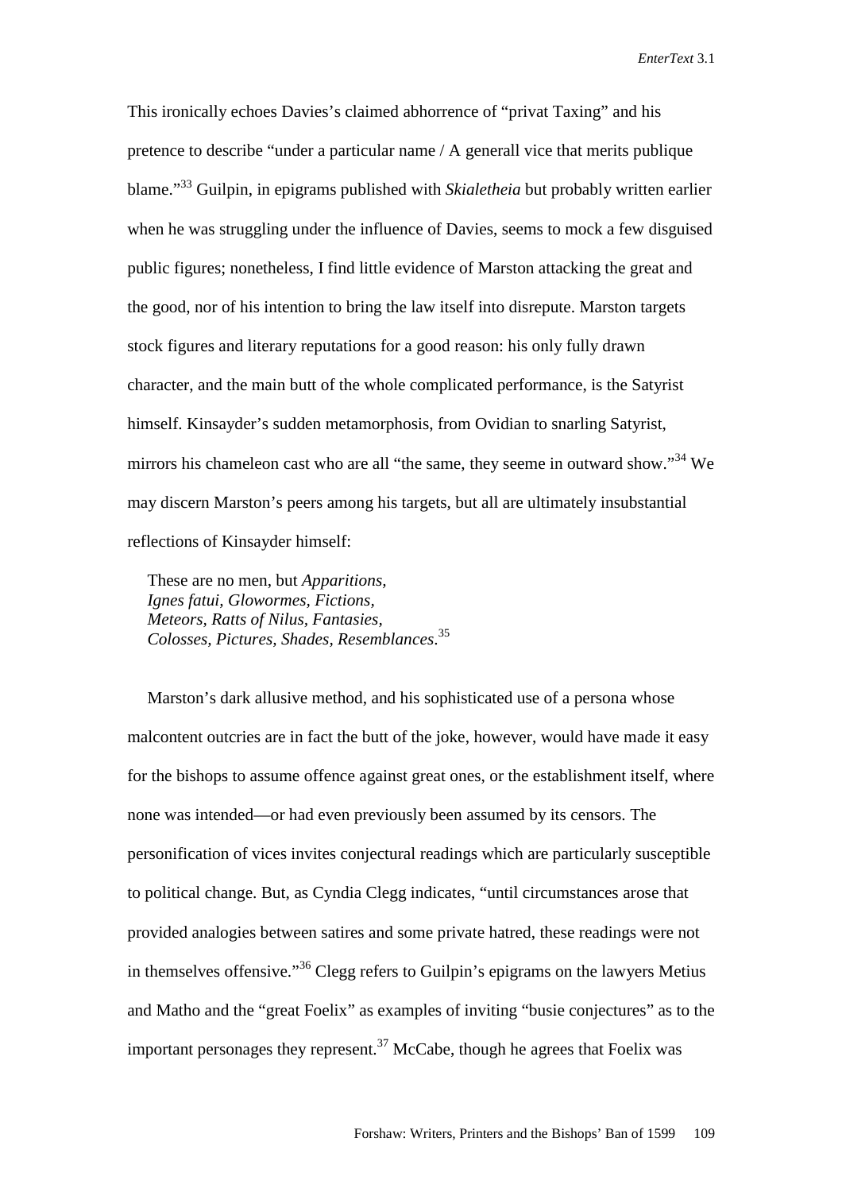This ironically echoes Davies's claimed abhorrence of "privat Taxing" and his pretence to describe "under a particular name / A generall vice that merits publique blame."[33] Guilpin, in epigrams published with *Skialetheia* but probably written earlier when he was struggling under the influence of Davies, seems to mock a few disguised public figures; nonetheless, I find little evidence of Marston attacking the great and the good, nor of his intention to bring the law itself into disrepute. Marston targets stock figures and literary reputations for a good reason: his only fully drawn character, and the main butt of the whole complicated performance, is the Satyrist himself. Kinsayder's sudden metamorphosis, from Ovidian to snarling Satyrist, mirrors his chameleon cast who are all "the same, they seeme in outward show."[34] We may discern Marston's peers among his targets, but all are ultimately insubstantial reflections of Kinsayder himself:

> These are no men, but *Apparitions,*
> *Ignes fatui, Glowormes, Fictions,*
> *Meteors, Ratts of Nilus, Fantasies,*
> *Colosses, Pictures, Shades, Resemblances*.[35]

Marston's dark allusive method, and his sophisticated use of a persona whose malcontent outcries are in fact the butt of the joke, however, would have made it easy for the bishops to assume offence against great ones, or the establishment itself, where none was intended—or had even previously been assumed by its censors. The personification of vices invites conjectural readings which are particularly susceptible to political change. But, as Cyndia Clegg indicates, "until circumstances arose that provided analogies between satires and some private hatred, these readings were not in themselves offensive."[36] Clegg refers to Guilpin's epigrams on the lawyers Metius and Matho and the "great Foelix" as examples of inviting "busie conjectures" as to the important personages they represent.[37] McCabe, though he agrees that Foelix was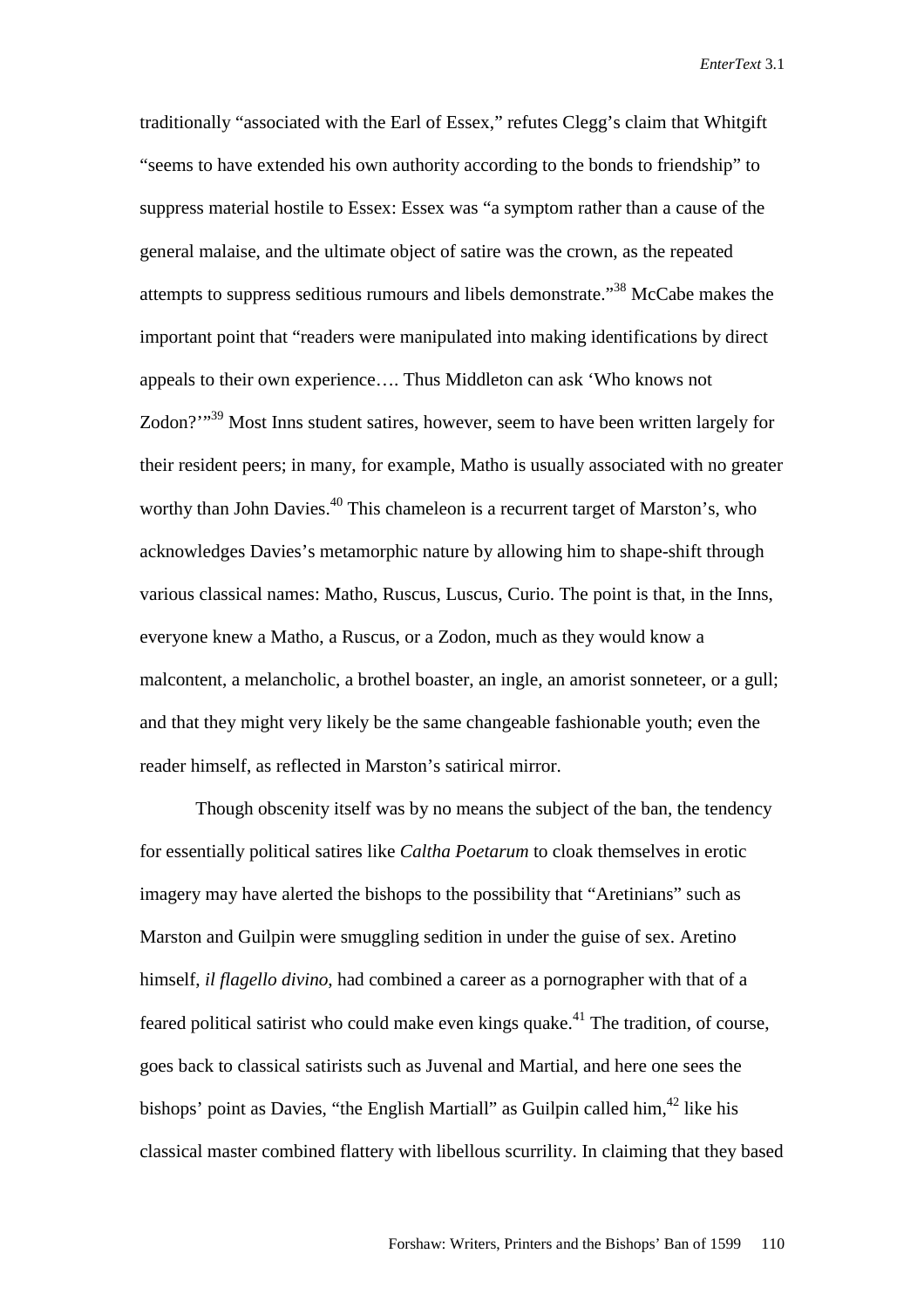traditionally "associated with the Earl of Essex," refutes Clegg's claim that Whitgift "seems to have extended his own authority according to the bonds to friendship" to suppress material hostile to Essex: Essex was "a symptom rather than a cause of the general malaise, and the ultimate object of satire was the crown, as the repeated attempts to suppress seditious rumours and libels demonstrate."[38] McCabe makes the important point that "readers were manipulated into making identifications by direct appeals to their own experience…. Thus Middleton can ask 'Who knows not Zodon?'"[39] Most Inns student satires, however, seem to have been written largely for their resident peers; in many, for example, Matho is usually associated with no greater worthy than John Davies.[40] This chameleon is a recurrent target of Marston's, who acknowledges Davies's metamorphic nature by allowing him to shape-shift through various classical names: Matho, Ruscus, Luscus, Curio. The point is that, in the Inns, everyone knew a Matho, a Ruscus, or a Zodon, much as they would know a malcontent, a melancholic, a brothel boaster, an ingle, an amorist sonneteer, or a gull; and that they might very likely be the same changeable fashionable youth; even the reader himself, as reflected in Marston's satirical mirror.

Though obscenity itself was by no means the subject of the ban, the tendency for essentially political satires like *Caltha Poetarum* to cloak themselves in erotic imagery may have alerted the bishops to the possibility that "Aretinians" such as Marston and Guilpin were smuggling sedition in under the guise of sex. Aretino himself, *il flagello divino*, had combined a career as a pornographer with that of a feared political satirist who could make even kings quake.[41] The tradition, of course, goes back to classical satirists such as Juvenal and Martial, and here one sees the bishops' point as Davies, "the English Martiall" as Guilpin called him,[42] like his classical master combined flattery with libellous scurrility. In claiming that they based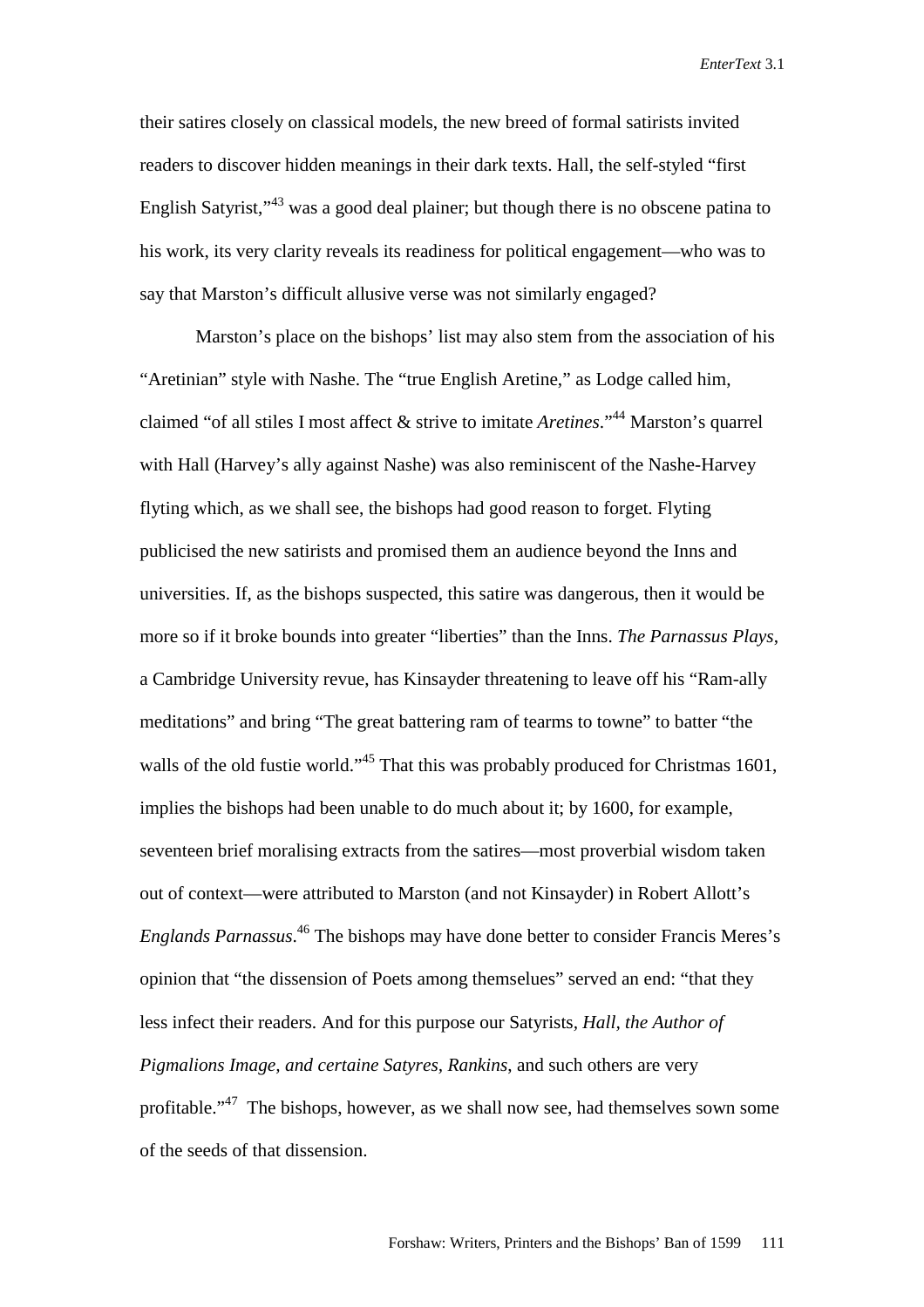their satires closely on classical models, the new breed of formal satirists invited readers to discover hidden meanings in their dark texts. Hall, the self-styled "first English Satyrist,"[43] was a good deal plainer; but though there is no obscene patina to his work, its very clarity reveals its readiness for political engagement—who was to say that Marston's difficult allusive verse was not similarly engaged?

Marston's place on the bishops' list may also stem from the association of his "Aretinian" style with Nashe. The "true English Aretine," as Lodge called him, claimed "of all stiles I most affect & strive to imitate *Aretines*."[44] Marston's quarrel with Hall (Harvey's ally against Nashe) was also reminiscent of the Nashe-Harvey flyting which, as we shall see, the bishops had good reason to forget. Flyting publicised the new satirists and promised them an audience beyond the Inns and universities. If, as the bishops suspected, this satire was dangerous, then it would be more so if it broke bounds into greater "liberties" than the Inns. *The Parnassus Plays*, a Cambridge University revue, has Kinsayder threatening to leave off his "Ram-ally meditations" and bring "The great battering ram of tearms to towne" to batter "the walls of the old fustie world."[45] That this was probably produced for Christmas 1601, implies the bishops had been unable to do much about it; by 1600, for example, seventeen brief moralising extracts from the satires—most proverbial wisdom taken out of context—were attributed to Marston (and not Kinsayder) in Robert Allott's *Englands Parnassus*.[46] The bishops may have done better to consider Francis Meres's opinion that "the dissension of Poets among themselues" served an end: "that they less infect their readers. And for this purpose our Satyrists, *Hall, the Author of Pigmalions Image, and certaine Satyres, Rankins*, and such others are very profitable."[47] The bishops, however, as we shall now see, had themselves sown some of the seeds of that dissension.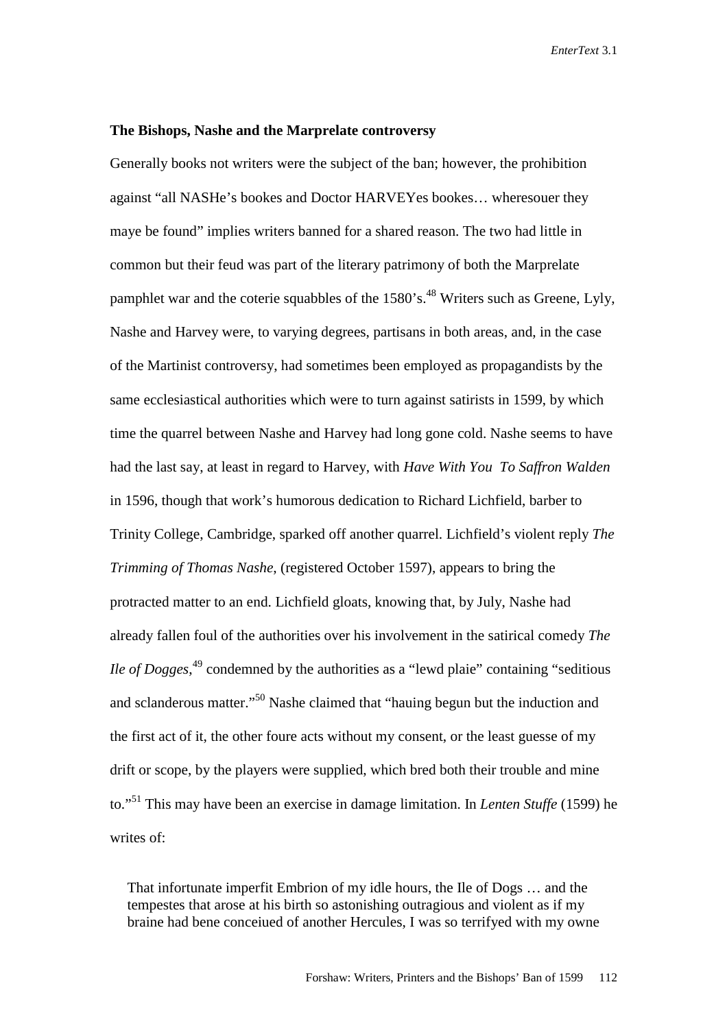**The Bishops, Nashe and the Marprelate controversy**

Generally books not writers were the subject of the ban; however, the prohibition against "all NASHe's bookes and Doctor HARVEYes bookes… wheresouer they maye be found" implies writers banned for a shared reason. The two had little in common but their feud was part of the literary patrimony of both the Marprelate pamphlet war and the coterie squabbles of the 1580's.[48] Writers such as Greene, Lyly, Nashe and Harvey were, to varying degrees, partisans in both areas, and, in the case of the Martinist controversy, had sometimes been employed as propagandists by the same ecclesiastical authorities which were to turn against satirists in 1599, by which time the quarrel between Nashe and Harvey had long gone cold. Nashe seems to have had the last say, at least in regard to Harvey, with *Have With You To Saffron Walden* in 1596, though that work's humorous dedication to Richard Lichfield, barber to Trinity College, Cambridge, sparked off another quarrel. Lichfield's violent reply *The Trimming of Thomas Nashe*, (registered October 1597), appears to bring the protracted matter to an end. Lichfield gloats, knowing that, by July, Nashe had already fallen foul of the authorities over his involvement in the satirical comedy *The Ile of Dogges*,[49] condemned by the authorities as a "lewd plaie" containing "seditious and sclanderous matter."[50] Nashe claimed that "hauing begun but the induction and the first act of it, the other foure acts without my consent, or the least guesse of my drift or scope, by the players were supplied, which bred both their trouble and mine to."[51] This may have been an exercise in damage limitation. In *Lenten Stuffe* (1599) he writes of:

> That infortunate imperfit Embrion of my idle hours, the Ile of Dogs … and the tempestes that arose at his birth so astonishing outragious and violent as if my braine had bene conceiued of another Hercules, I was so terrifyed with my owne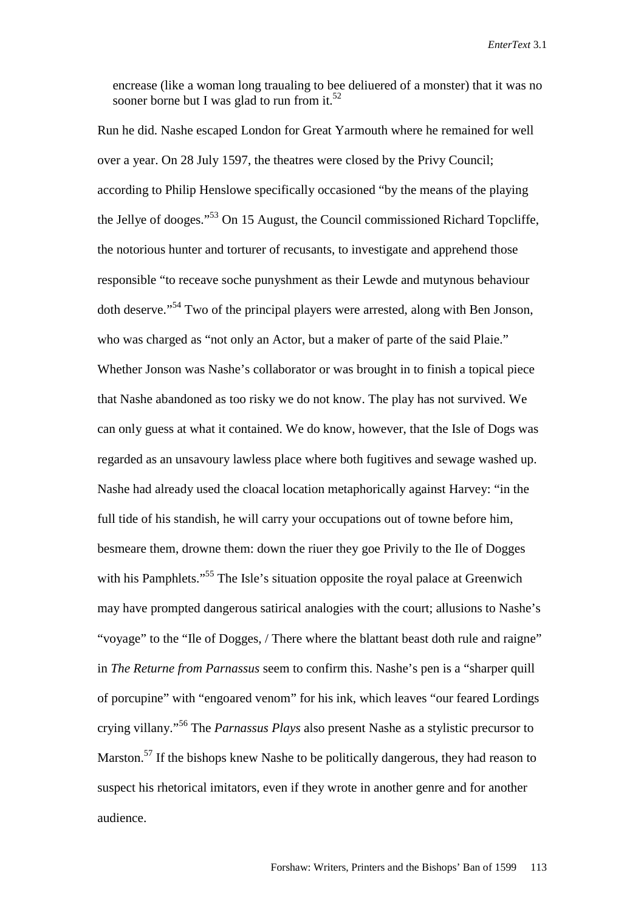encrease (like a woman long traualing to bee deliuered of a monster) that it was no sooner borne but I was glad to run from it.[52]

Run he did. Nashe escaped London for Great Yarmouth where he remained for well over a year. On 28 July 1597, the theatres were closed by the Privy Council; according to Philip Henslowe specifically occasioned "by the means of the playing the Jellye of dooges."[53] On 15 August, the Council commissioned Richard Topcliffe, the notorious hunter and torturer of recusants, to investigate and apprehend those responsible "to receave soche punyshment as their Lewde and mutynous behaviour doth deserve."[54] Two of the principal players were arrested, along with Ben Jonson, who was charged as "not only an Actor, but a maker of parte of the said Plaie." Whether Jonson was Nashe's collaborator or was brought in to finish a topical piece that Nashe abandoned as too risky we do not know. The play has not survived. We can only guess at what it contained. We do know, however, that the Isle of Dogs was regarded as an unsavoury lawless place where both fugitives and sewage washed up. Nashe had already used the cloacal location metaphorically against Harvey: "in the full tide of his standish, he will carry your occupations out of towne before him, besmeare them, drowne them: down the riuer they goe Privily to the Ile of Dogges with his Pamphlets."[55] The Isle's situation opposite the royal palace at Greenwich may have prompted dangerous satirical analogies with the court; allusions to Nashe's "voyage" to the "Ile of Dogges, / There where the blattant beast doth rule and raigne" in *The Returne from Parnassus* seem to confirm this. Nashe's pen is a "sharper quill of porcupine" with "engoared venom" for his ink, which leaves "our feared Lordings crying villany."[56] The *Parnassus Plays* also present Nashe as a stylistic precursor to Marston.[57] If the bishops knew Nashe to be politically dangerous, they had reason to suspect his rhetorical imitators, even if they wrote in another genre and for another audience.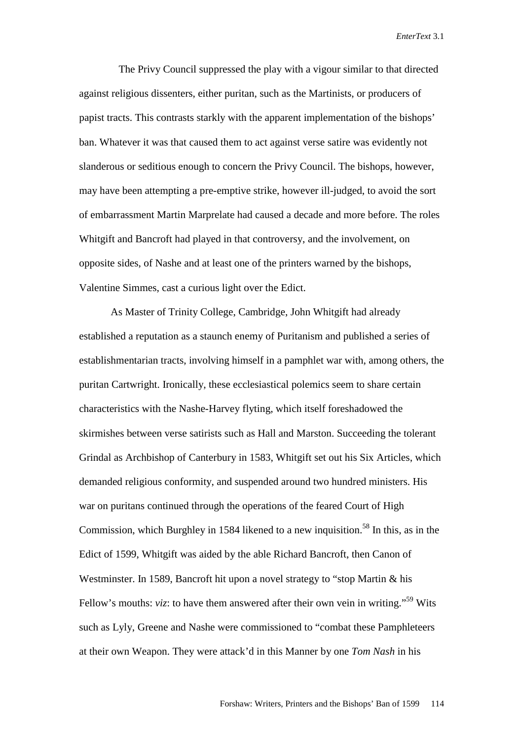The Privy Council suppressed the play with a vigour similar to that directed against religious dissenters, either puritan, such as the Martinists, or producers of papist tracts. This contrasts starkly with the apparent implementation of the bishops' ban. Whatever it was that caused them to act against verse satire was evidently not slanderous or seditious enough to concern the Privy Council. The bishops, however, may have been attempting a pre-emptive strike, however ill-judged, to avoid the sort of embarrassment Martin Marprelate had caused a decade and more before. The roles Whitgift and Bancroft had played in that controversy, and the involvement, on opposite sides, of Nashe and at least one of the printers warned by the bishops, Valentine Simmes, cast a curious light over the Edict.

As Master of Trinity College, Cambridge, John Whitgift had already established a reputation as a staunch enemy of Puritanism and published a series of establishmentarian tracts, involving himself in a pamphlet war with, among others, the puritan Cartwright. Ironically, these ecclesiastical polemics seem to share certain characteristics with the Nashe-Harvey flyting, which itself foreshadowed the skirmishes between verse satirists such as Hall and Marston. Succeeding the tolerant Grindal as Archbishop of Canterbury in 1583, Whitgift set out his Six Articles, which demanded religious conformity, and suspended around two hundred ministers. His war on puritans continued through the operations of the feared Court of High Commission, which Burghley in 1584 likened to a new inquisition.[58] In this, as in the Edict of 1599, Whitgift was aided by the able Richard Bancroft, then Canon of Westminster. In 1589, Bancroft hit upon a novel strategy to "stop Martin & his Fellow's mouths: *viz*: to have them answered after their own vein in writing."[59] Wits such as Lyly, Greene and Nashe were commissioned to "combat these Pamphleteers at their own Weapon. They were attack'd in this Manner by one *Tom Nash* in his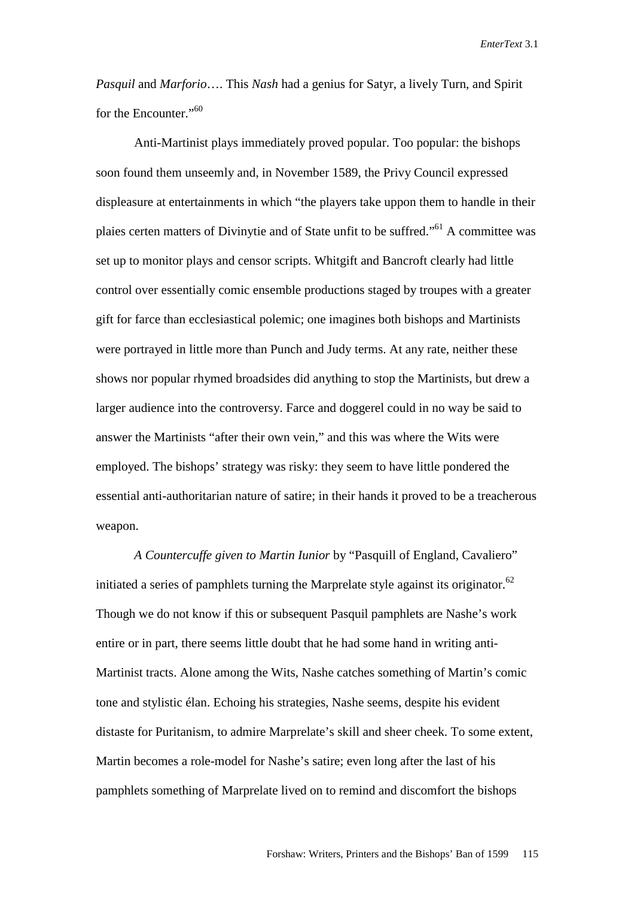*Pasquil* and *Marforio*…. This *Nash* had a genius for Satyr, a lively Turn, and Spirit for the Encounter."[60]

Anti-Martinist plays immediately proved popular. Too popular: the bishops soon found them unseemly and, in November 1589, the Privy Council expressed displeasure at entertainments in which "the players take uppon them to handle in their plaies certen matters of Divinytie and of State unfit to be suffred."[61] A committee was set up to monitor plays and censor scripts. Whitgift and Bancroft clearly had little control over essentially comic ensemble productions staged by troupes with a greater gift for farce than ecclesiastical polemic; one imagines both bishops and Martinists were portrayed in little more than Punch and Judy terms. At any rate, neither these shows nor popular rhymed broadsides did anything to stop the Martinists, but drew a larger audience into the controversy. Farce and doggerel could in no way be said to answer the Martinists "after their own vein," and this was where the Wits were employed. The bishops' strategy was risky: they seem to have little pondered the essential anti-authoritarian nature of satire; in their hands it proved to be a treacherous weapon.

*A Countercuffe given to Martin Iunior* by "Pasquill of England, Cavaliero" initiated a series of pamphlets turning the Marprelate style against its originator.[62] Though we do not know if this or subsequent Pasquil pamphlets are Nashe's work entire or in part, there seems little doubt that he had some hand in writing anti-Martinist tracts. Alone among the Wits, Nashe catches something of Martin's comic tone and stylistic élan. Echoing his strategies, Nashe seems, despite his evident distaste for Puritanism, to admire Marprelate's skill and sheer cheek. To some extent, Martin becomes a role-model for Nashe's satire; even long after the last of his pamphlets something of Marprelate lived on to remind and discomfort the bishops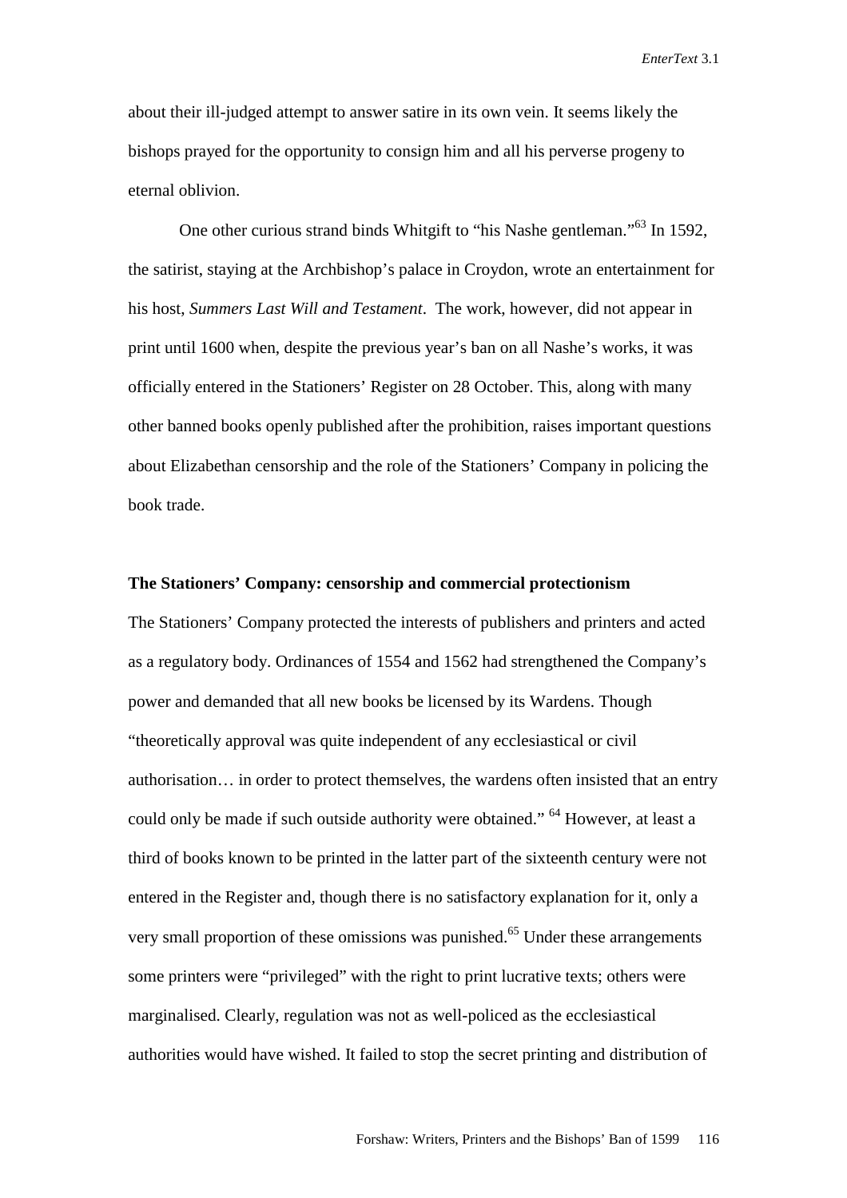about their ill-judged attempt to answer satire in its own vein. It seems likely the bishops prayed for the opportunity to consign him and all his perverse progeny to eternal oblivion.

One other curious strand binds Whitgift to "his Nashe gentleman."[63] In 1592, the satirist, staying at the Archbishop's palace in Croydon, wrote an entertainment for his host, *Summers Last Will and Testament*. The work, however, did not appear in print until 1600 when, despite the previous year's ban on all Nashe's works, it was officially entered in the Stationers' Register on 28 October. This, along with many other banned books openly published after the prohibition, raises important questions about Elizabethan censorship and the role of the Stationers' Company in policing the book trade.

**The Stationers' Company: censorship and commercial protectionism**

The Stationers' Company protected the interests of publishers and printers and acted as a regulatory body. Ordinances of 1554 and 1562 had strengthened the Company's power and demanded that all new books be licensed by its Wardens. Though "theoretically approval was quite independent of any ecclesiastical or civil authorisation… in order to protect themselves, the wardens often insisted that an entry could only be made if such outside authority were obtained." [64] However, at least a third of books known to be printed in the latter part of the sixteenth century were not entered in the Register and, though there is no satisfactory explanation for it, only a very small proportion of these omissions was punished.[65] Under these arrangements some printers were "privileged" with the right to print lucrative texts; others were marginalised. Clearly, regulation was not as well-policed as the ecclesiastical authorities would have wished. It failed to stop the secret printing and distribution of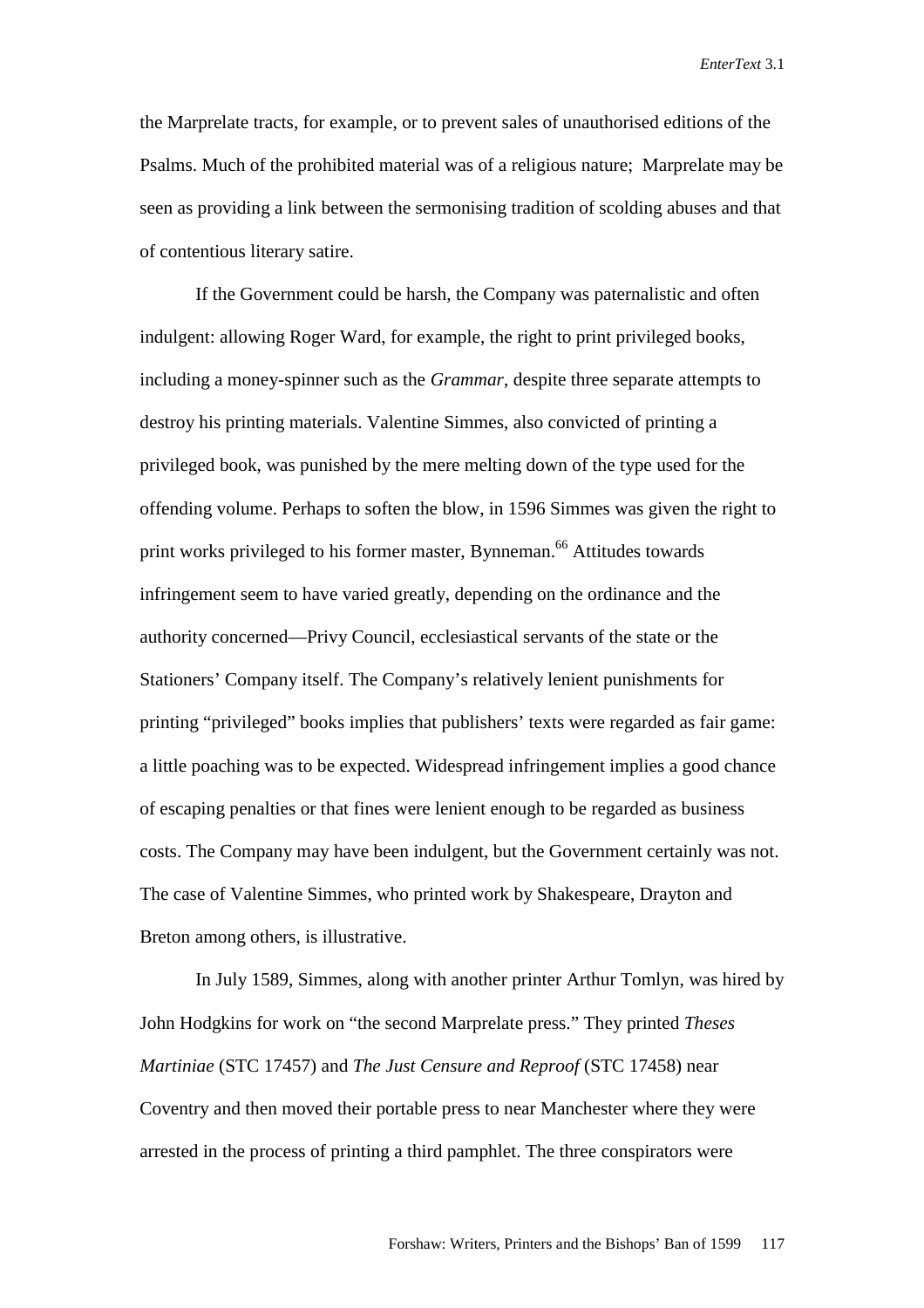the Marprelate tracts, for example, or to prevent sales of unauthorised editions of the Psalms. Much of the prohibited material was of a religious nature; Marprelate may be seen as providing a link between the sermonising tradition of scolding abuses and that of contentious literary satire.

If the Government could be harsh, the Company was paternalistic and often indulgent: allowing Roger Ward, for example, the right to print privileged books, including a money-spinner such as the *Grammar*, despite three separate attempts to destroy his printing materials. Valentine Simmes, also convicted of printing a privileged book, was punished by the mere melting down of the type used for the offending volume. Perhaps to soften the blow, in 1596 Simmes was given the right to print works privileged to his former master, Bynneman.[66] Attitudes towards infringement seem to have varied greatly, depending on the ordinance and the authority concerned—Privy Council, ecclesiastical servants of the state or the Stationers' Company itself. The Company's relatively lenient punishments for printing "privileged" books implies that publishers' texts were regarded as fair game: a little poaching was to be expected. Widespread infringement implies a good chance of escaping penalties or that fines were lenient enough to be regarded as business costs. The Company may have been indulgent, but the Government certainly was not. The case of Valentine Simmes, who printed work by Shakespeare, Drayton and Breton among others, is illustrative.

In July 1589, Simmes, along with another printer Arthur Tomlyn, was hired by John Hodgkins for work on "the second Marprelate press." They printed *Theses Martiniae* (STC 17457) and *The Just Censure and Reproof* (STC 17458) near Coventry and then moved their portable press to near Manchester where they were arrested in the process of printing a third pamphlet. The three conspirators were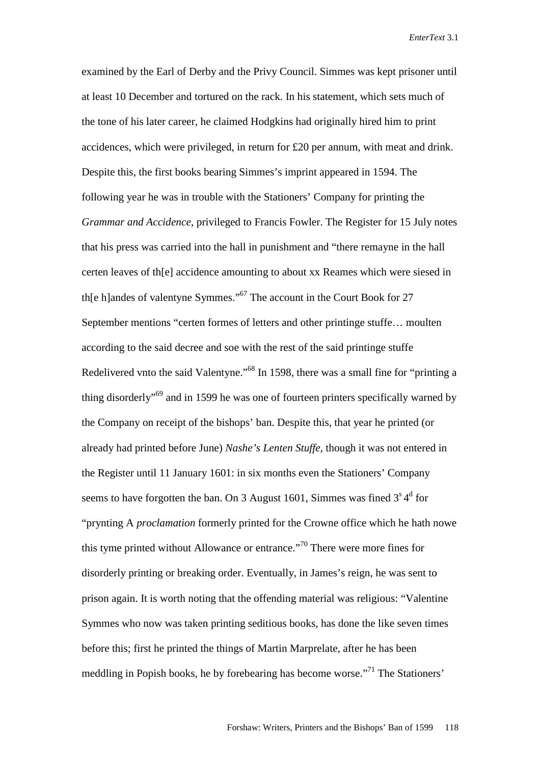examined by the Earl of Derby and the Privy Council. Simmes was kept prisoner until at least 10 December and tortured on the rack. In his statement, which sets much of the tone of his later career, he claimed Hodgkins had originally hired him to print accidences, which were privileged, in return for £20 per annum, with meat and drink. Despite this, the first books bearing Simmes's imprint appeared in 1594. The following year he was in trouble with the Stationers' Company for printing the *Grammar and Accidence*, privileged to Francis Fowler. The Register for 15 July notes that his press was carried into the hall in punishment and "there remayne in the hall certen leaves of th[e] accidence amounting to about xx Reames which were siesed in th[e h]andes of valentyne Symmes."[67] The account in the Court Book for 27 September mentions "certen formes of letters and other printinge stuffe… moulten according to the said decree and soe with the rest of the said printinge stuffe Redelivered vnto the said Valentyne."[68] In 1598, there was a small fine for "printing a thing disorderly"[69] and in 1599 he was one of fourteen printers specifically warned by the Company on receipt of the bishops' ban. Despite this, that year he printed (or already had printed before June) *Nashe's Lenten Stuffe*, though it was not entered in the Register until 11 January 1601: in six months even the Stationers' Company seems to have forgotten the ban. On 3 August 1601, Simmes was fined 3$^{s}$ 4$^{d}$ for "prynting A *proclamation* formerly printed for the Crowne office which he hath nowe this tyme printed without Allowance or entrance."[70] There were more fines for disorderly printing or breaking order. Eventually, in James's reign, he was sent to prison again. It is worth noting that the offending material was religious: "Valentine Symmes who now was taken printing seditious books, has done the like seven times before this; first he printed the things of Martin Marprelate, after he has been meddling in Popish books, he by forebearing has become worse."[71] The Stationers'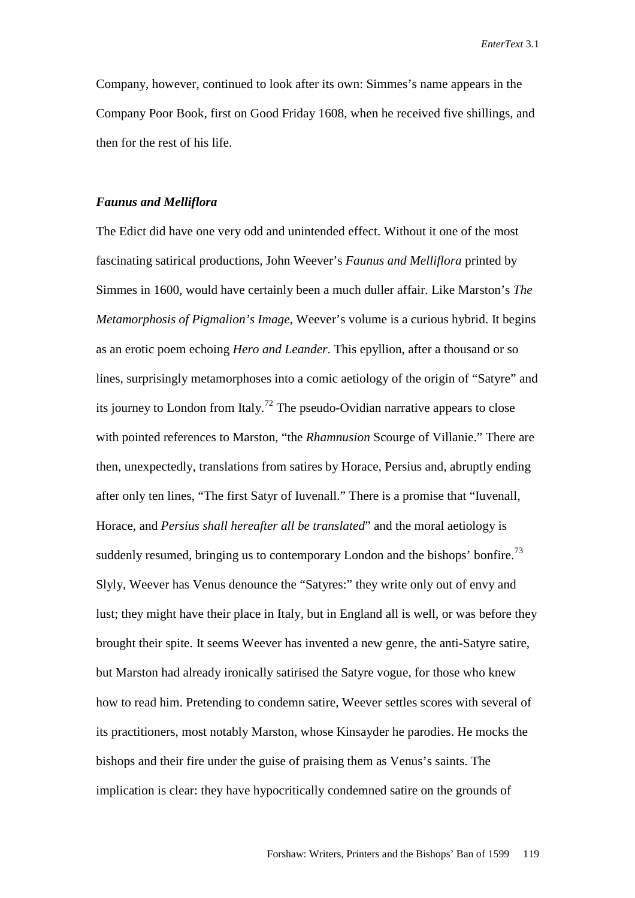Company, however, continued to look after its own: Simmes's name appears in the Company Poor Book, first on Good Friday 1608, when he received five shillings, and then for the rest of his life.

### *Faunus and Melliflora*

The Edict did have one very odd and unintended effect. Without it one of the most fascinating satirical productions, John Weever's *Faunus and Melliflora* printed by Simmes in 1600, would have certainly been a much duller affair. Like Marston's *The Metamorphosis of Pigmalion's Image*, Weever's volume is a curious hybrid. It begins as an erotic poem echoing *Hero and Leander*. This epyllion, after a thousand or so lines, surprisingly metamorphoses into a comic aetiology of the origin of "Satyre" and its journey to London from Italy.[72] The pseudo-Ovidian narrative appears to close with pointed references to Marston, "the *Rhamnusion* Scourge of Villanie." There are then, unexpectedly, translations from satires by Horace, Persius and, abruptly ending after only ten lines, "The first Satyr of Iuvenall." There is a promise that "Iuvenall, Horace, and *Persius shall hereafter all be translated*" and the moral aetiology is suddenly resumed, bringing us to contemporary London and the bishops' bonfire.[73] Slyly, Weever has Venus denounce the "Satyres:" they write only out of envy and lust; they might have their place in Italy, but in England all is well, or was before they brought their spite. It seems Weever has invented a new genre, the anti-Satyre satire, but Marston had already ironically satirised the Satyre vogue, for those who knew how to read him. Pretending to condemn satire, Weever settles scores with several of its practitioners, most notably Marston, whose Kinsayder he parodies. He mocks the bishops and their fire under the guise of praising them as Venus's saints. The implication is clear: they have hypocritically condemned satire on the grounds of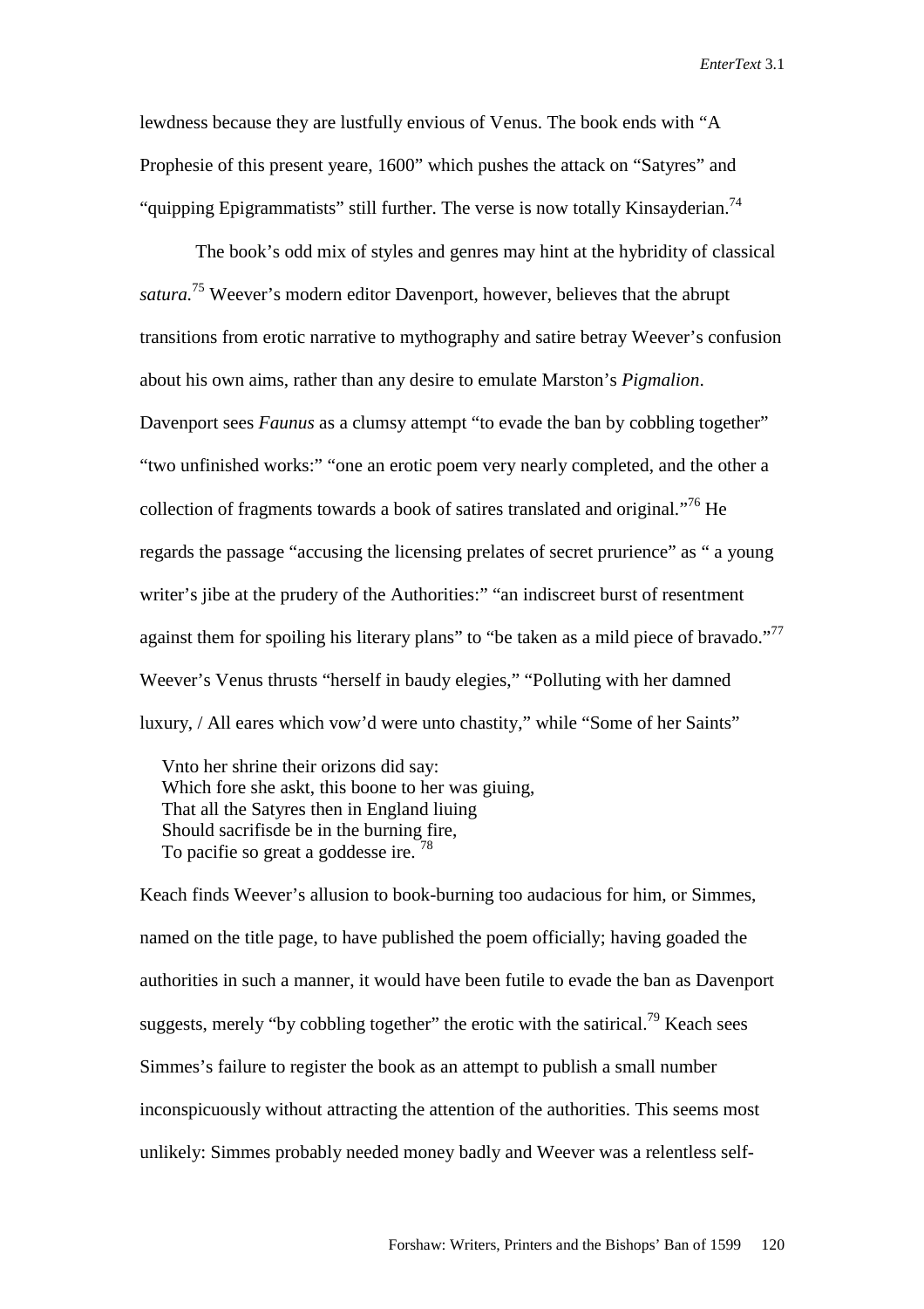lewdness because they are lustfully envious of Venus. The book ends with "A Prophesie of this present yeare, 1600" which pushes the attack on "Satyres" and "quipping Epigrammatists" still further. The verse is now totally Kinsayderian.[74]

The book's odd mix of styles and genres may hint at the hybridity of classical *satura*.[75] Weever's modern editor Davenport, however, believes that the abrupt transitions from erotic narrative to mythography and satire betray Weever's confusion about his own aims, rather than any desire to emulate Marston's *Pigmalion*. Davenport sees *Faunus* as a clumsy attempt "to evade the ban by cobbling together" "two unfinished works:" "one an erotic poem very nearly completed, and the other a collection of fragments towards a book of satires translated and original."[76] He regards the passage "accusing the licensing prelates of secret prurience" as " a young writer's jibe at the prudery of the Authorities:" "an indiscreet burst of resentment against them for spoiling his literary plans" to "be taken as a mild piece of bravado."[77] Weever's Venus thrusts "herself in baudy elegies," "Polluting with her damned luxury, / All eares which vow'd were unto chastity," while "Some of her Saints"

> Vnto her shrine their orizons did say:
> Which fore she askt, this boone to her was giuing,
> That all the Satyres then in England liuing
> Should sacrifisde be in the burning fire,
> To pacifie so great a goddesse ire. [78]

Keach finds Weever's allusion to book-burning too audacious for him, or Simmes, named on the title page, to have published the poem officially; having goaded the authorities in such a manner, it would have been futile to evade the ban as Davenport suggests, merely "by cobbling together" the erotic with the satirical.[79] Keach sees Simmes's failure to register the book as an attempt to publish a small number inconspicuously without attracting the attention of the authorities. This seems most unlikely: Simmes probably needed money badly and Weever was a relentless self-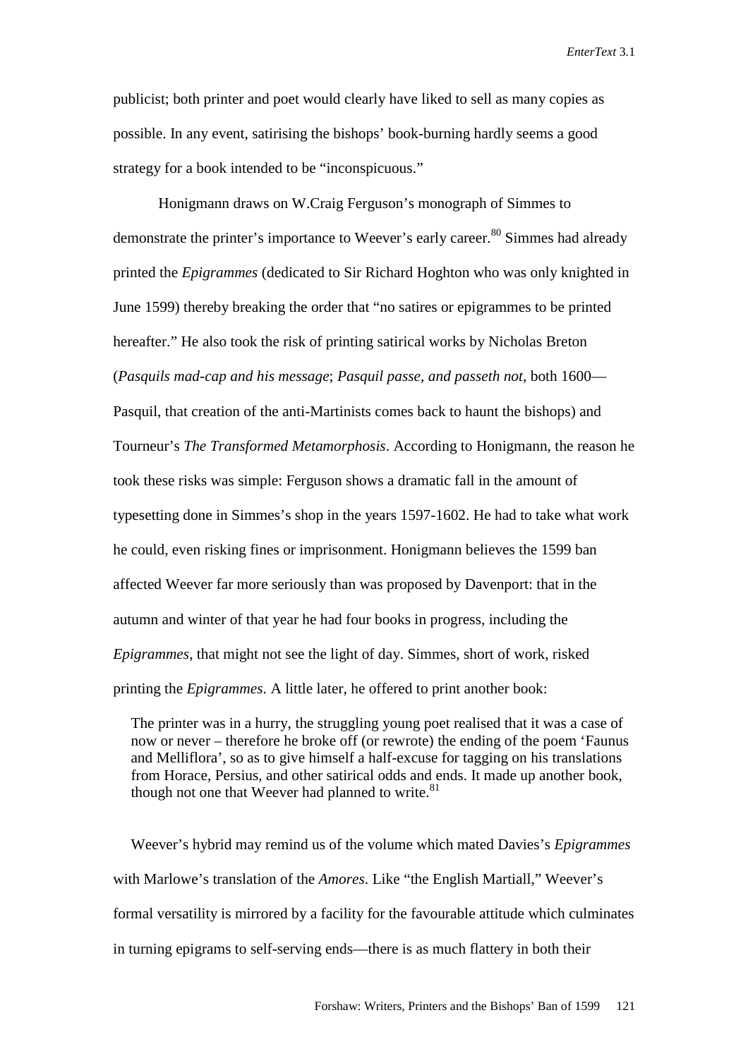publicist; both printer and poet would clearly have liked to sell as many copies as possible. In any event, satirising the bishops' book-burning hardly seems a good strategy for a book intended to be "inconspicuous."

Honigmann draws on W.Craig Ferguson's monograph of Simmes to demonstrate the printer's importance to Weever's early career.[80] Simmes had already printed the *Epigrammes* (dedicated to Sir Richard Hoghton who was only knighted in June 1599) thereby breaking the order that "no satires or epigrammes to be printed hereafter." He also took the risk of printing satirical works by Nicholas Breton (*Pasquils mad-cap and his message*; *Pasquil passe, and passeth not*, both 1600—Pasquil, that creation of the anti-Martinists comes back to haunt the bishops) and Tourneur's *The Transformed Metamorphosis*. According to Honigmann, the reason he took these risks was simple: Ferguson shows a dramatic fall in the amount of typesetting done in Simmes's shop in the years 1597-1602. He had to take what work he could, even risking fines or imprisonment. Honigmann believes the 1599 ban affected Weever far more seriously than was proposed by Davenport: that in the autumn and winter of that year he had four books in progress, including the *Epigrammes*, that might not see the light of day. Simmes, short of work, risked printing the *Epigrammes*. A little later, he offered to print another book:

> The printer was in a hurry, the struggling young poet realised that it was a case of now or never – therefore he broke off (or rewrote) the ending of the poem 'Faunus and Melliflora', so as to give himself a half-excuse for tagging on his translations from Horace, Persius, and other satirical odds and ends. It made up another book, though not one that Weever had planned to write.[81]

Weever's hybrid may remind us of the volume which mated Davies's *Epigrammes* with Marlowe's translation of the *Amores*. Like "the English Martiall," Weever's formal versatility is mirrored by a facility for the favourable attitude which culminates in turning epigrams to self-serving ends—there is as much flattery in both their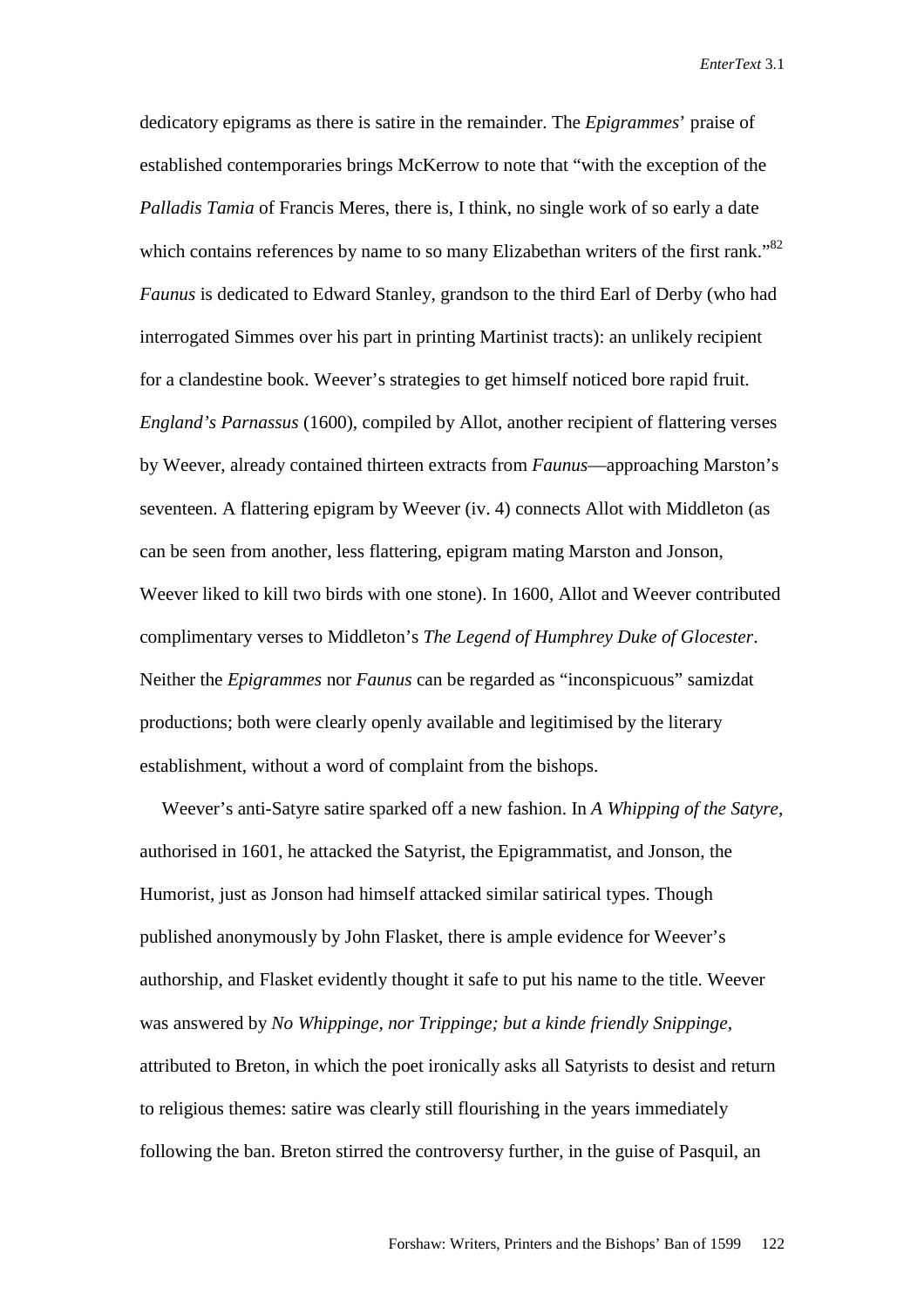dedicatory epigrams as there is satire in the remainder. The *Epigrammes*' praise of established contemporaries brings McKerrow to note that "with the exception of the *Palladis Tamia* of Francis Meres, there is, I think, no single work of so early a date which contains references by name to so many Elizabethan writers of the first rank."[82] *Faunus* is dedicated to Edward Stanley, grandson to the third Earl of Derby (who had interrogated Simmes over his part in printing Martinist tracts): an unlikely recipient for a clandestine book. Weever's strategies to get himself noticed bore rapid fruit. *England's Parnassus* (1600), compiled by Allot, another recipient of flattering verses by Weever, already contained thirteen extracts from *Faunus*—approaching Marston's seventeen. A flattering epigram by Weever (iv. 4) connects Allot with Middleton (as can be seen from another, less flattering, epigram mating Marston and Jonson, Weever liked to kill two birds with one stone). In 1600, Allot and Weever contributed complimentary verses to Middleton's *The Legend of Humphrey Duke of Glocester*. Neither the *Epigrammes* nor *Faunus* can be regarded as "inconspicuous" samizdat productions; both were clearly openly available and legitimised by the literary establishment, without a word of complaint from the bishops.

Weever's anti-Satyre satire sparked off a new fashion. In *A Whipping of the Satyre*, authorised in 1601, he attacked the Satyrist, the Epigrammatist, and Jonson, the Humorist, just as Jonson had himself attacked similar satirical types. Though published anonymously by John Flasket, there is ample evidence for Weever's authorship, and Flasket evidently thought it safe to put his name to the title. Weever was answered by *No Whippinge, nor Trippinge; but a kinde friendly Snippinge*, attributed to Breton, in which the poet ironically asks all Satyrists to desist and return to religious themes: satire was clearly still flourishing in the years immediately following the ban. Breton stirred the controversy further, in the guise of Pasquil, an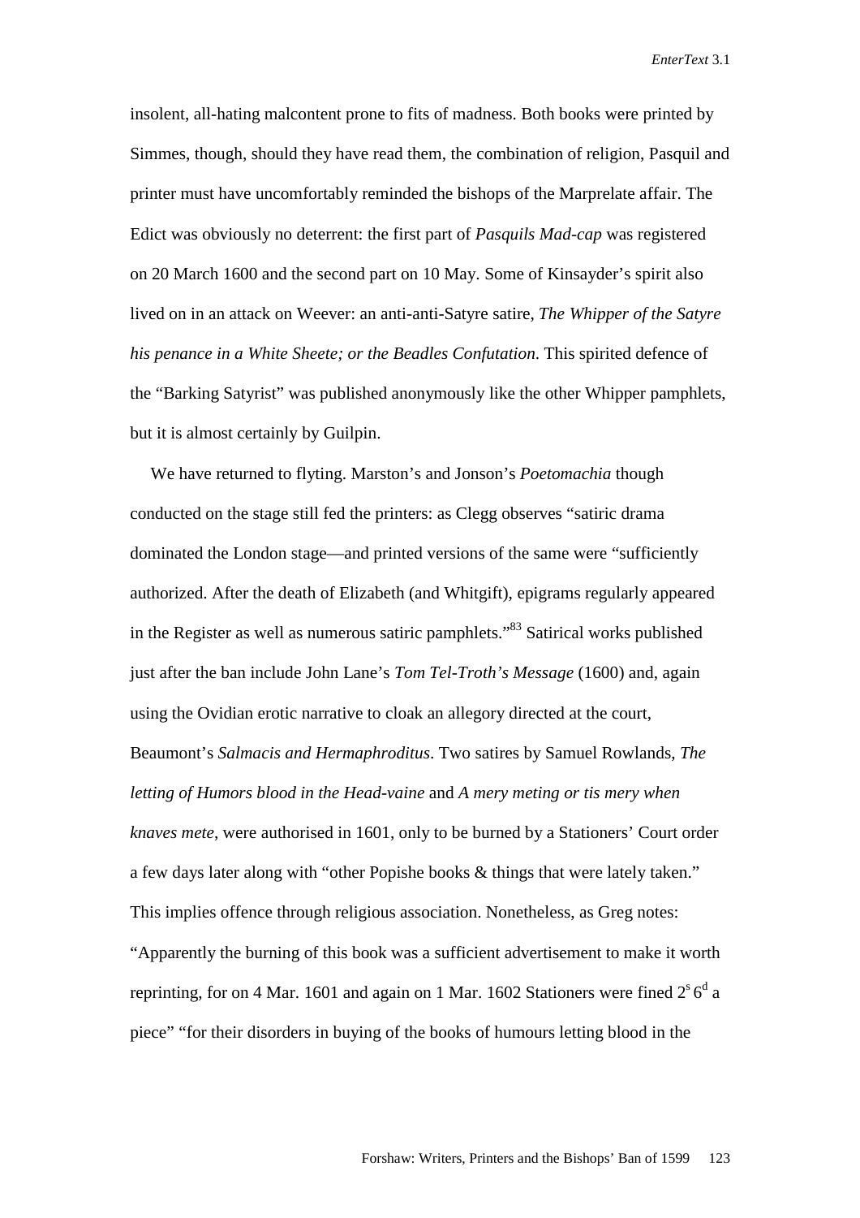insolent, all-hating malcontent prone to fits of madness. Both books were printed by Simmes, though, should they have read them, the combination of religion, Pasquil and printer must have uncomfortably reminded the bishops of the Marprelate affair. The Edict was obviously no deterrent: the first part of *Pasquils Mad-cap* was registered on 20 March 1600 and the second part on 10 May. Some of Kinsayder's spirit also lived on in an attack on Weever: an anti-anti-Satyre satire, *The Whipper of the Satyre his penance in a White Sheete; or the Beadles Confutation*. This spirited defence of the "Barking Satyrist" was published anonymously like the other Whipper pamphlets, but it is almost certainly by Guilpin.

We have returned to flyting. Marston's and Jonson's *Poetomachia* though conducted on the stage still fed the printers: as Clegg observes "satiric drama dominated the London stage—and printed versions of the same were "sufficiently authorized. After the death of Elizabeth (and Whitgift), epigrams regularly appeared in the Register as well as numerous satiric pamphlets."[83] Satirical works published just after the ban include John Lane's *Tom Tel-Troth's Message* (1600) and, again using the Ovidian erotic narrative to cloak an allegory directed at the court, Beaumont's *Salmacis and Hermaphroditus*. Two satires by Samuel Rowlands, *The letting of Humors blood in the Head-vaine* and *A mery meting or tis mery when knaves mete*, were authorised in 1601, only to be burned by a Stationers' Court order a few days later along with "other Popishe books & things that were lately taken." This implies offence through religious association. Nonetheless, as Greg notes: "Apparently the burning of this book was a sufficient advertisement to make it worth reprinting, for on 4 Mar. 1601 and again on 1 Mar. 1602 Stationers were fined $2^s\,6^d$ a piece" "for their disorders in buying of the books of humours letting blood in the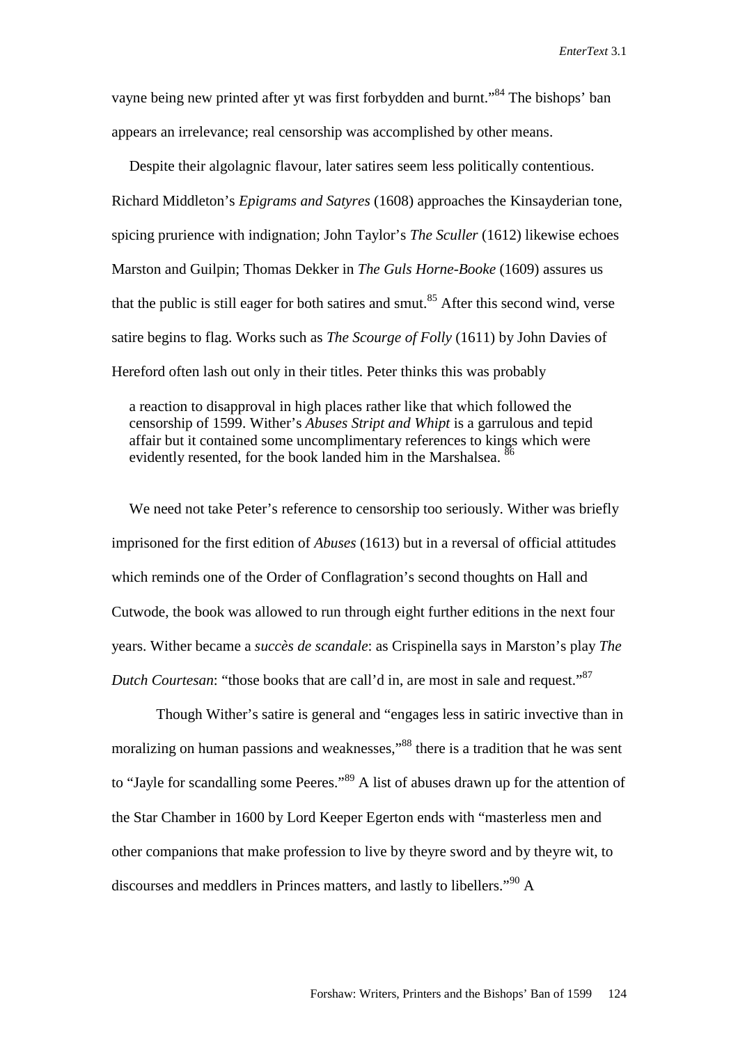vayne being new printed after yt was first forbydden and burnt."[84] The bishops' ban appears an irrelevance; real censorship was accomplished by other means.

Despite their algolagnic flavour, later satires seem less politically contentious. Richard Middleton's *Epigrams and Satyres* (1608) approaches the Kinsayderian tone, spicing prurience with indignation; John Taylor's *The Sculler* (1612) likewise echoes Marston and Guilpin; Thomas Dekker in *The Guls Horne-Booke* (1609) assures us that the public is still eager for both satires and smut.[85] After this second wind, verse satire begins to flag. Works such as *The Scourge of Folly* (1611) by John Davies of Hereford often lash out only in their titles. Peter thinks this was probably

> a reaction to disapproval in high places rather like that which followed the censorship of 1599. Wither's *Abuses Stript and Whipt* is a garrulous and tepid affair but it contained some uncomplimentary references to kings which were evidently resented, for the book landed him in the Marshalsea. [86]

We need not take Peter's reference to censorship too seriously. Wither was briefly imprisoned for the first edition of *Abuses* (1613) but in a reversal of official attitudes which reminds one of the Order of Conflagration's second thoughts on Hall and Cutwode, the book was allowed to run through eight further editions in the next four years. Wither became a *succès de scandale*: as Crispinella says in Marston's play *The Dutch Courtesan*: "those books that are call'd in, are most in sale and request."[87]

Though Wither's satire is general and "engages less in satiric invective than in moralizing on human passions and weaknesses,"[88] there is a tradition that he was sent to "Jayle for scandalling some Peeres."[89] A list of abuses drawn up for the attention of the Star Chamber in 1600 by Lord Keeper Egerton ends with "masterless men and other companions that make profession to live by theyre sword and by theyre wit, to discourses and meddlers in Princes matters, and lastly to libellers."[90] A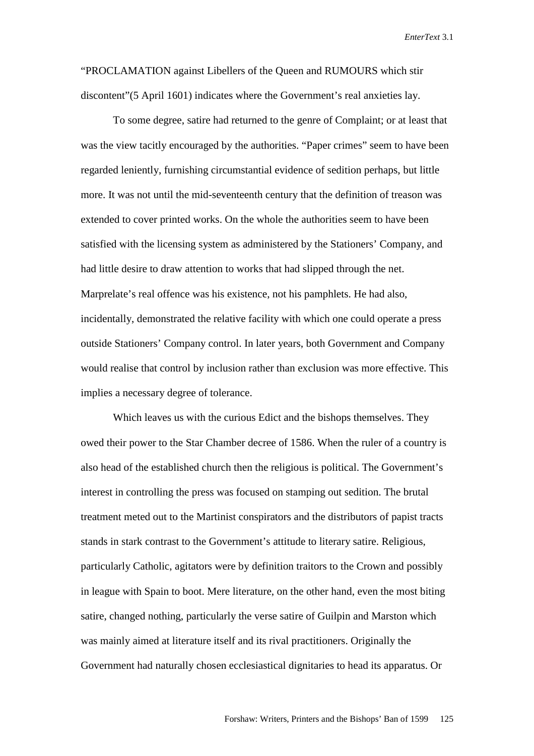"PROCLAMATION against Libellers of the Queen and RUMOURS which stir discontent"(5 April 1601) indicates where the Government's real anxieties lay.

To some degree, satire had returned to the genre of Complaint; or at least that was the view tacitly encouraged by the authorities. "Paper crimes" seem to have been regarded leniently, furnishing circumstantial evidence of sedition perhaps, but little more. It was not until the mid-seventeenth century that the definition of treason was extended to cover printed works. On the whole the authorities seem to have been satisfied with the licensing system as administered by the Stationers' Company, and had little desire to draw attention to works that had slipped through the net. Marprelate's real offence was his existence, not his pamphlets. He had also, incidentally, demonstrated the relative facility with which one could operate a press outside Stationers' Company control. In later years, both Government and Company would realise that control by inclusion rather than exclusion was more effective. This implies a necessary degree of tolerance.

Which leaves us with the curious Edict and the bishops themselves. They owed their power to the Star Chamber decree of 1586. When the ruler of a country is also head of the established church then the religious is political. The Government's interest in controlling the press was focused on stamping out sedition. The brutal treatment meted out to the Martinist conspirators and the distributors of papist tracts stands in stark contrast to the Government's attitude to literary satire. Religious, particularly Catholic, agitators were by definition traitors to the Crown and possibly in league with Spain to boot. Mere literature, on the other hand, even the most biting satire, changed nothing, particularly the verse satire of Guilpin and Marston which was mainly aimed at literature itself and its rival practitioners. Originally the Government had naturally chosen ecclesiastical dignitaries to head its apparatus. Or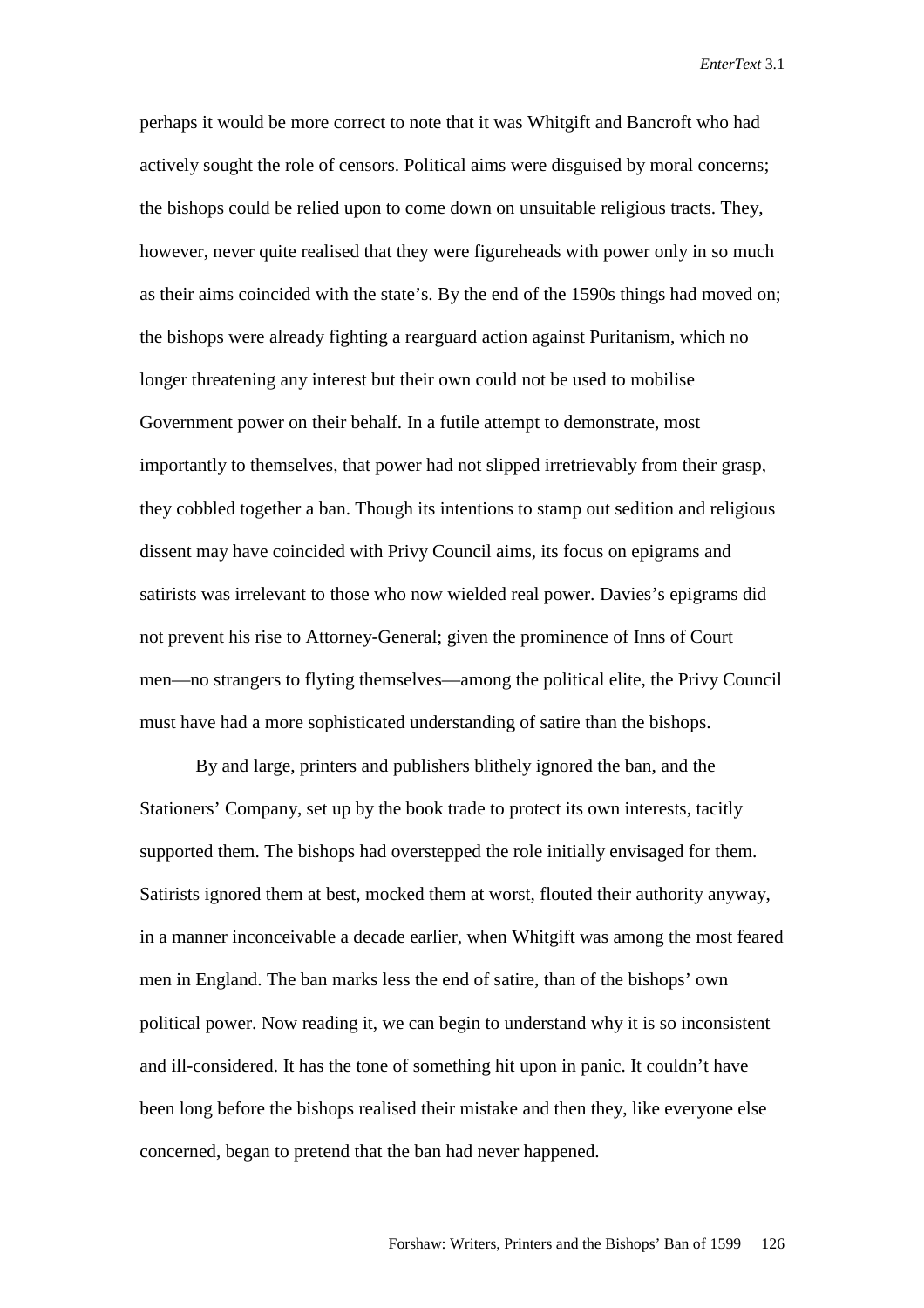perhaps it would be more correct to note that it was Whitgift and Bancroft who had actively sought the role of censors. Political aims were disguised by moral concerns; the bishops could be relied upon to come down on unsuitable religious tracts. They, however, never quite realised that they were figureheads with power only in so much as their aims coincided with the state's. By the end of the 1590s things had moved on; the bishops were already fighting a rearguard action against Puritanism, which no longer threatening any interest but their own could not be used to mobilise Government power on their behalf. In a futile attempt to demonstrate, most importantly to themselves, that power had not slipped irretrievably from their grasp, they cobbled together a ban. Though its intentions to stamp out sedition and religious dissent may have coincided with Privy Council aims, its focus on epigrams and satirists was irrelevant to those who now wielded real power. Davies's epigrams did not prevent his rise to Attorney-General; given the prominence of Inns of Court men—no strangers to flyting themselves—among the political elite, the Privy Council must have had a more sophisticated understanding of satire than the bishops.

By and large, printers and publishers blithely ignored the ban, and the Stationers' Company, set up by the book trade to protect its own interests, tacitly supported them. The bishops had overstepped the role initially envisaged for them. Satirists ignored them at best, mocked them at worst, flouted their authority anyway, in a manner inconceivable a decade earlier, when Whitgift was among the most feared men in England. The ban marks less the end of satire, than of the bishops' own political power. Now reading it, we can begin to understand why it is so inconsistent and ill-considered. It has the tone of something hit upon in panic. It couldn't have been long before the bishops realised their mistake and then they, like everyone else concerned, began to pretend that the ban had never happened.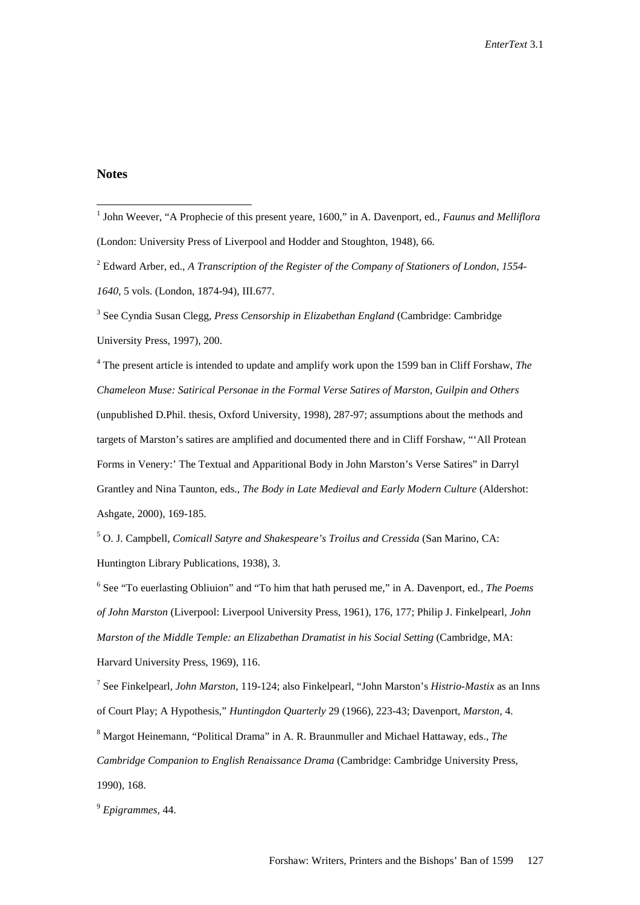## Notes

[1] John Weever, "A Prophecie of this present yeare, 1600," in A. Davenport, ed., *Faunus and Melliflora* (London: University Press of Liverpool and Hodder and Stoughton, 1948), 66.

[2] Edward Arber, ed., *A Transcription of the Register of the Company of Stationers of London, 1554-1640*, 5 vols. (London, 1874-94), III.677.

[3] See Cyndia Susan Clegg, *Press Censorship in Elizabethan England* (Cambridge: Cambridge University Press, 1997), 200.

[4] The present article is intended to update and amplify work upon the 1599 ban in Cliff Forshaw, *The Chameleon Muse: Satirical Personae in the Formal Verse Satires of Marston, Guilpin and Others* (unpublished D.Phil. thesis, Oxford University, 1998), 287-97; assumptions about the methods and targets of Marston's satires are amplified and documented there and in Cliff Forshaw, "'All Protean Forms in Venery:' The Textual and Apparitional Body in John Marston's Verse Satires" in Darryl Grantley and Nina Taunton, eds., *The Body in Late Medieval and Early Modern Culture* (Aldershot: Ashgate, 2000), 169-185.

[5] O. J. Campbell, *Comicall Satyre and Shakespeare's Troilus and Cressida* (San Marino, CA: Huntington Library Publications, 1938), 3.

[6] See "To euerlasting Obliuion" and "To him that hath perused me," in A. Davenport, ed., *The Poems of John Marston* (Liverpool: Liverpool University Press, 1961), 176, 177; Philip J. Finkelpearl, *John Marston of the Middle Temple: an Elizabethan Dramatist in his Social Setting* (Cambridge, MA: Harvard University Press, 1969), 116.

[7] See Finkelpearl, *John Marston*, 119-124; also Finkelpearl, "John Marston's *Histrio-Mastix* as an Inns of Court Play; A Hypothesis," *Huntingdon Quarterly* 29 (1966), 223-43; Davenport, *Marston,* 4.

[8] Margot Heinemann, "Political Drama" in A. R. Braunmuller and Michael Hattaway, eds., *The Cambridge Companion to English Renaissance Drama* (Cambridge: Cambridge University Press, 1990), 168.

[9] *Epigrammes,* 44.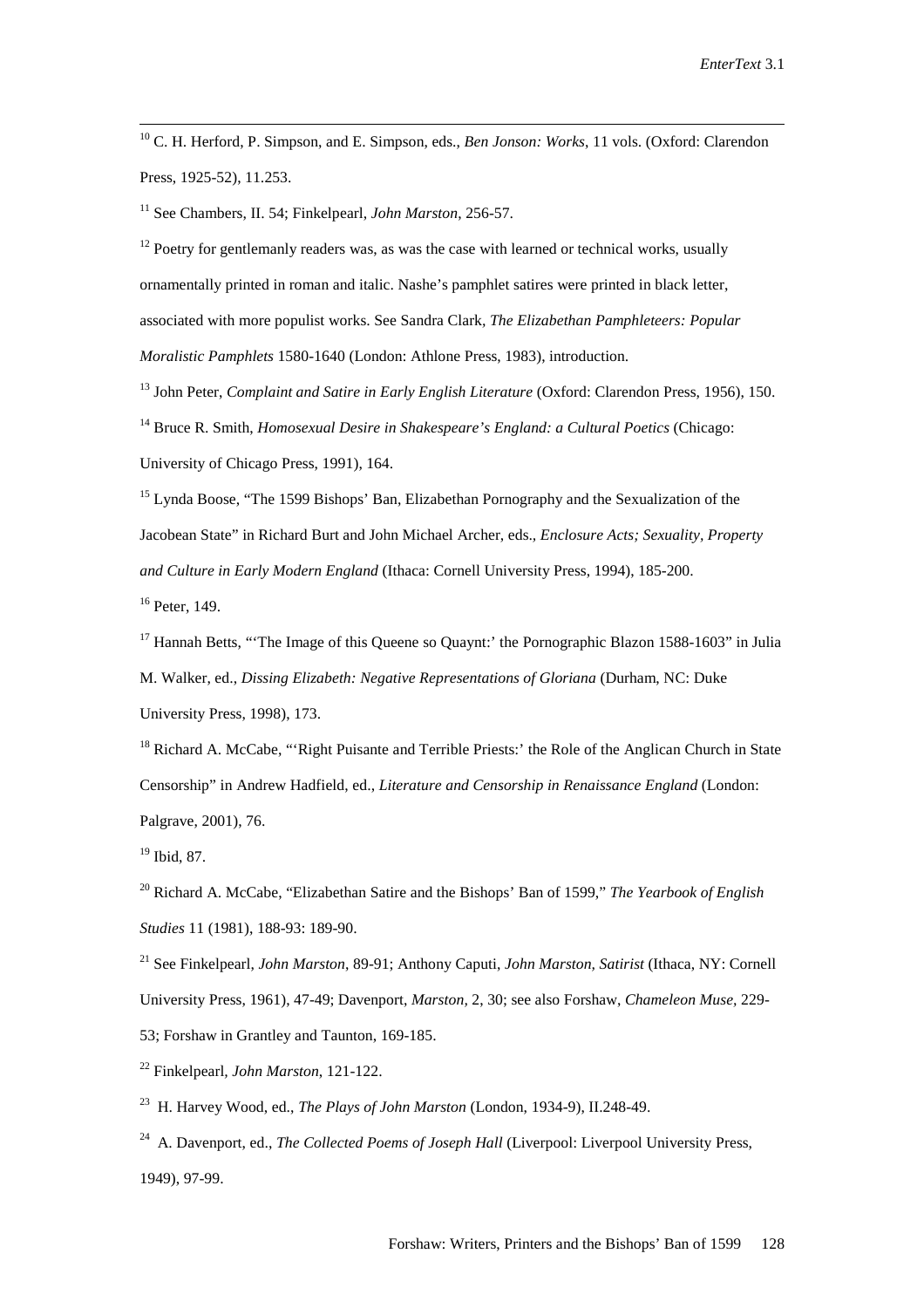[10] C. H. Herford, P. Simpson, and E. Simpson, eds., *Ben Jonson: Works*, 11 vols. (Oxford: Clarendon Press, 1925-52), 11.253.

[11] See Chambers, II. 54; Finkelpearl, *John Marston*, 256-57.

[12] Poetry for gentlemanly readers was, as was the case with learned or technical works, usually ornamentally printed in roman and italic. Nashe's pamphlet satires were printed in black letter, associated with more populist works. See Sandra Clark, *The Elizabethan Pamphleteers: Popular Moralistic Pamphlets* 1580-1640 (London: Athlone Press, 1983), introduction.

[13] John Peter, *Complaint and Satire in Early English Literature* (Oxford: Clarendon Press, 1956), 150.

[14] Bruce R. Smith, *Homosexual Desire in Shakespeare's England: a Cultural Poetics* (Chicago: University of Chicago Press, 1991), 164.

[15] Lynda Boose, "The 1599 Bishops' Ban, Elizabethan Pornography and the Sexualization of the Jacobean State" in Richard Burt and John Michael Archer, eds., *Enclosure Acts; Sexuality, Property and Culture in Early Modern England* (Ithaca: Cornell University Press, 1994), 185-200.

[16] Peter, 149.

[17] Hannah Betts, "'The Image of this Queene so Quaynt:' the Pornographic Blazon 1588-1603" in Julia M. Walker, ed., *Dissing Elizabeth: Negative Representations of Gloriana* (Durham, NC: Duke University Press, 1998), 173.

[18] Richard A. McCabe, "'Right Puisante and Terrible Priests:' the Role of the Anglican Church in State Censorship" in Andrew Hadfield, ed., *Literature and Censorship in Renaissance England* (London: Palgrave, 2001), 76.

[19] Ibid, 87.

[20] Richard A. McCabe, "Elizabethan Satire and the Bishops' Ban of 1599," *The Yearbook of English Studies* 11 (1981), 188-93: 189-90.

[21] See Finkelpearl, *John Marston*, 89-91; Anthony Caputi, *John Marston, Satirist* (Ithaca, NY: Cornell University Press, 1961), 47-49; Davenport, *Marston,* 2, 30; see also Forshaw, *Chameleon Muse*, 229-53; Forshaw in Grantley and Taunton, 169-185.

[22] Finkelpearl, *John Marston*, 121-122.

[23] H. Harvey Wood, ed., *The Plays of John Marston* (London, 1934-9), II.248-49.

[24] A. Davenport, ed., *The Collected Poems of Joseph Hall* (Liverpool: Liverpool University Press, 1949), 97-99.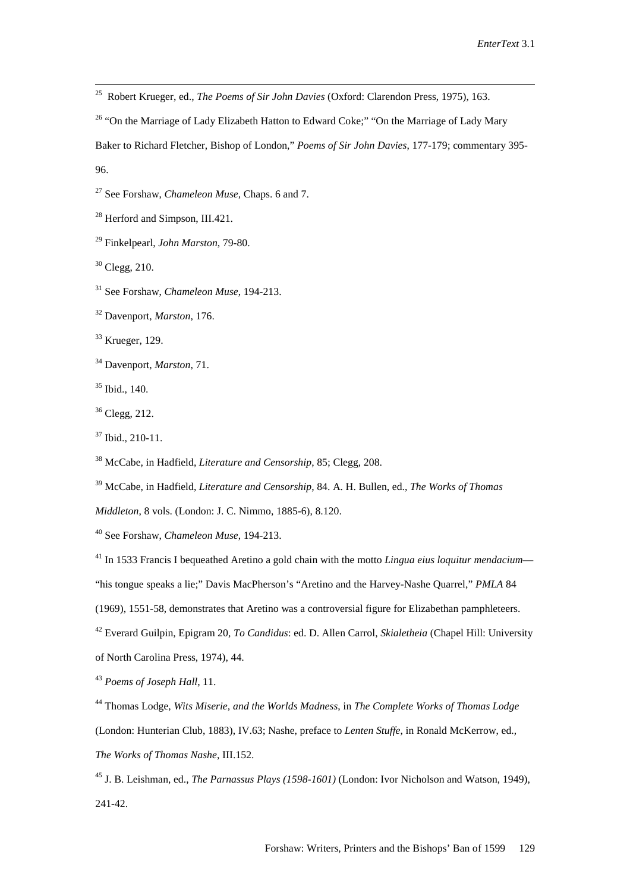[25] Robert Krueger, ed., *The Poems of Sir John Davies* (Oxford: Clarendon Press, 1975), 163.

[26] "On the Marriage of Lady Elizabeth Hatton to Edward Coke;" "On the Marriage of Lady Mary Baker to Richard Fletcher, Bishop of London," *Poems of Sir John Davies*, 177-179; commentary 395-96.

[27] See Forshaw, *Chameleon Muse*, Chaps. 6 and 7.

[28] Herford and Simpson, III.421.

[29] Finkelpearl, *John Marston*, 79-80.

[30] Clegg, 210.

[31] See Forshaw, *Chameleon Muse*, 194-213.

[32] Davenport, *Marston*, 176.

[33] Krueger, 129.

[34] Davenport, *Marston*, 71.

[35] Ibid., 140.

[36] Clegg, 212.

[37] Ibid., 210-11.

[38] McCabe, in Hadfield, *Literature and Censorship*, 85; Clegg, 208.

[39] McCabe, in Hadfield, *Literature and Censorship*, 84. A. H. Bullen, ed., *The Works of Thomas Middleton*, 8 vols. (London: J. C. Nimmo, 1885-6), 8.120.

[40] See Forshaw, *Chameleon Muse*, 194-213.

[41] In 1533 Francis I bequeathed Aretino a gold chain with the motto *Lingua eius loquitur mendacium*—"his tongue speaks a lie;" Davis MacPherson's "Aretino and the Harvey-Nashe Quarrel," *PMLA* 84 (1969), 1551-58, demonstrates that Aretino was a controversial figure for Elizabethan pamphleteers.

[42] Everard Guilpin, Epigram 20, *To Candidus*: ed. D. Allen Carrol, *Skialetheia* (Chapel Hill: University of North Carolina Press, 1974), 44.

[43] *Poems of Joseph Hall*, 11.

[44] Thomas Lodge, *Wits Miserie, and the Worlds Madness*, in *The Complete Works of Thomas Lodge* (London: Hunterian Club, 1883), IV.63; Nashe, preface to *Lenten Stuffe*, in Ronald McKerrow, ed., *The Works of Thomas Nashe*, III.152.

[45] J. B. Leishman, ed., *The Parnassus Plays (1598-1601)* (London: Ivor Nicholson and Watson, 1949), 241-42.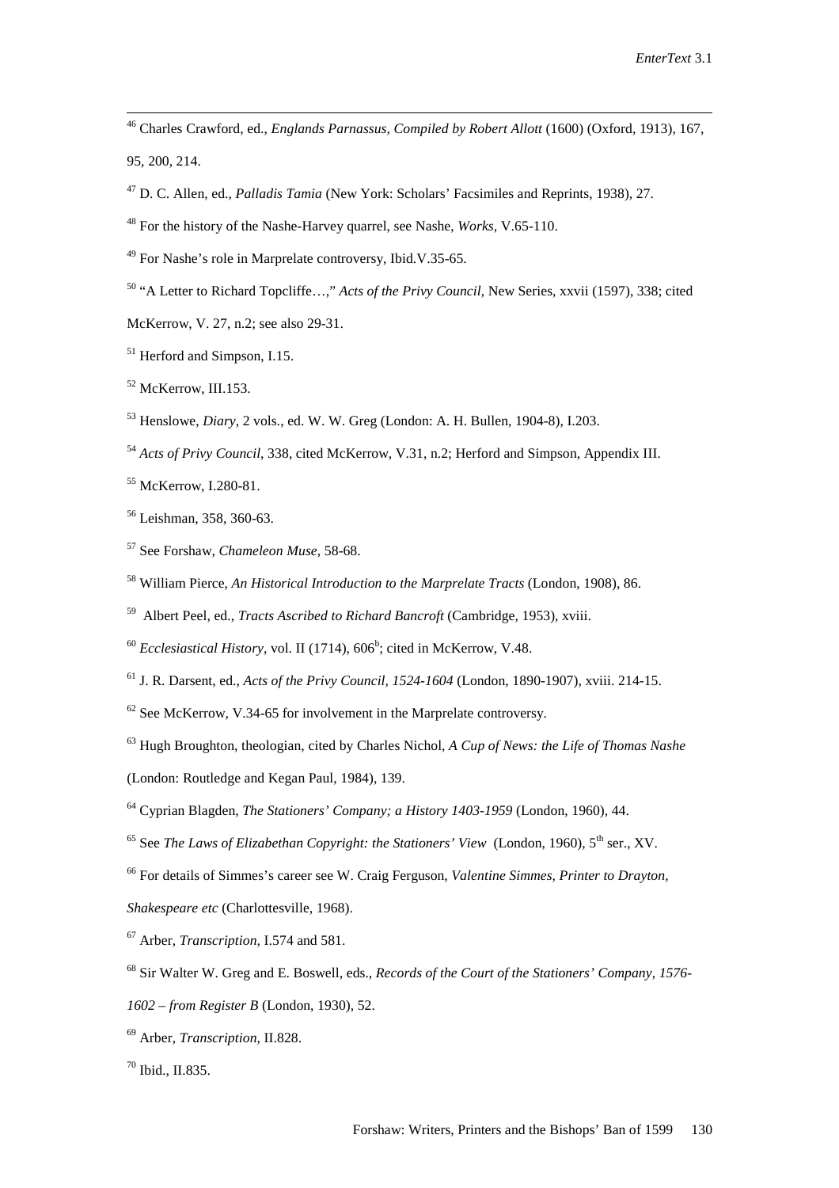[46] Charles Crawford, ed., *Englands Parnassus, Compiled by Robert Allott* (1600) (Oxford, 1913), 167, 95, 200, 214.

[47] D. C. Allen, ed., *Palladis Tamia* (New York: Scholars' Facsimiles and Reprints, 1938), 27.

[48] For the history of the Nashe-Harvey quarrel, see Nashe, *Works*, V.65-110.

[49] For Nashe's role in Marprelate controversy, Ibid.V.35-65.

[50] "A Letter to Richard Topcliffe…," *Acts of the Privy Council*, New Series, xxvii (1597), 338; cited McKerrow, V. 27, n.2; see also 29-31.

[51] Herford and Simpson, I.15.

[52] McKerrow, III.153.

[53] Henslowe, *Diary*, 2 vols., ed. W. W. Greg (London: A. H. Bullen, 1904-8), I.203.

[54] *Acts of Privy Council*, 338, cited McKerrow, V.31, n.2; Herford and Simpson, Appendix III.

[55] McKerrow, I.280-81.

[56] Leishman, 358, 360-63.

[57] See Forshaw, *Chameleon Muse*, 58-68.

[58] William Pierce, *An Historical Introduction to the Marprelate Tracts* (London, 1908), 86.

[59] Albert Peel, ed., *Tracts Ascribed to Richard Bancroft* (Cambridge, 1953), xviii.

[60] *Ecclesiastical History*, vol. II (1714), 606[b]; cited in McKerrow, V.48.

[61] J. R. Darsent, ed., *Acts of the Privy Council, 1524-1604* (London, 1890-1907), xviii. 214-15.

[62] See McKerrow, V.34-65 for involvement in the Marprelate controversy.

[63] Hugh Broughton, theologian, cited by Charles Nichol, *A Cup of News: the Life of Thomas Nashe* (London: Routledge and Kegan Paul, 1984), 139.

[64] Cyprian Blagden, *The Stationers' Company; a History 1403-1959* (London, 1960), 44.

[65] See *The Laws of Elizabethan Copyright: the Stationers' View* (London, 1960), 5th ser., XV.

[66] For details of Simmes's career see W. Craig Ferguson, *Valentine Simmes, Printer to Drayton, Shakespeare etc* (Charlottesville, 1968).

[67] Arber, *Transcription*, I.574 and 581.

[68] Sir Walter W. Greg and E. Boswell, eds., *Records of the Court of the Stationers' Company, 1576-1602 – from Register B* (London, 1930), 52.

[69] Arber, *Transcription*, II.828.

[70] Ibid., II.835.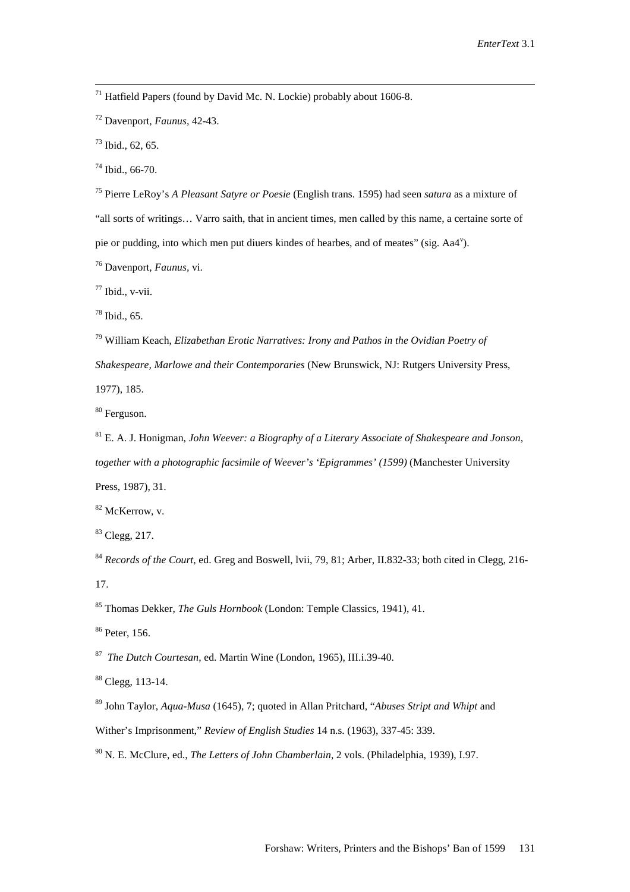[71] Hatfield Papers (found by David Mc. N. Lockie) probably about 1606-8.

[72] Davenport, *Faunus*, 42-43.

[73] Ibid., 62, 65.

[74] Ibid., 66-70.

[75] Pierre LeRoy's *A Pleasant Satyre or Poesie* (English trans. 1595) had seen *satura* as a mixture of "all sorts of writings… Varro saith, that in ancient times, men called by this name, a certaine sorte of pie or pudding, into which men put diuers kindes of hearbes, and of meates" (sig. Aa4[v]).

[76] Davenport, *Faunus*, vi.

[77] Ibid., v-vii.

[78] Ibid., 65.

[79] William Keach, *Elizabethan Erotic Narratives: Irony and Pathos in the Ovidian Poetry of Shakespeare, Marlowe and their Contemporaries* (New Brunswick, NJ: Rutgers University Press, 1977), 185.

[80] Ferguson.

[81] E. A. J. Honigman, *John Weever: a Biography of a Literary Associate of Shakespeare and Jonson, together with a photographic facsimile of Weever's 'Epigrammes' (1599)* (Manchester University Press, 1987), 31.

[82] McKerrow, v.

[83] Clegg, 217.

[84] *Records of the Court*, ed. Greg and Boswell, lvii, 79, 81; Arber, II.832-33; both cited in Clegg, 216-17.

[85] Thomas Dekker, *The Guls Hornbook* (London: Temple Classics, 1941), 41.

[86] Peter, 156.

[87] *The Dutch Courtesan*, ed. Martin Wine (London, 1965), III.i.39-40.

[88] Clegg, 113-14.

[89] John Taylor, *Aqua-Musa* (1645), 7; quoted in Allan Pritchard, "*Abuses Stript and Whipt* and Wither's Imprisonment," *Review of English Studies* 14 n.s. (1963), 337-45: 339.

[90] N. E. McClure, ed., *The Letters of John Chamberlain*, 2 vols. (Philadelphia, 1939), I.97.